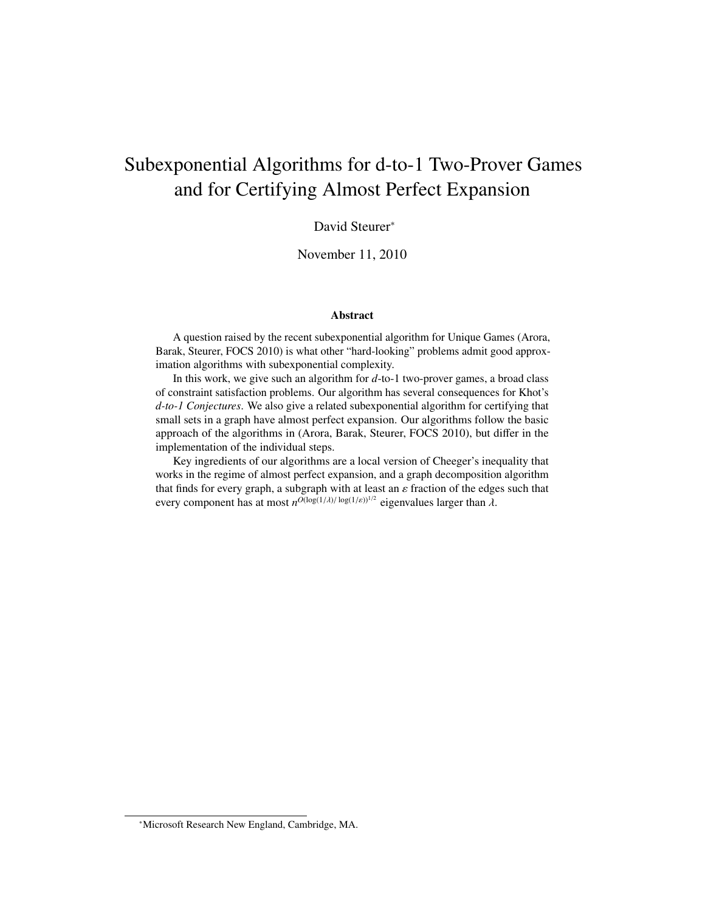# Subexponential Algorithms for d-to-1 Two-Prover Games and for Certifying Almost Perfect Expansion

David Steurer[*]

November 11, 2010

## Abstract

A question raised by the recent subexponential algorithm for Unique Games (Arora, Barak, Steurer, FOCS 2010) is what other "hard-looking" problems admit good approximation algorithms with subexponential complexity.

In this work, we give such an algorithm for $d$-to-1 two-prover games, a broad class of constraint satisfaction problems. Our algorithm has several consequences for Khot's *d-to-1 Conjectures*. We also give a related subexponential algorithm for certifying that small sets in a graph have almost perfect expansion. Our algorithms follow the basic approach of the algorithms in (Arora, Barak, Steurer, FOCS 2010), but differ in the implementation of the individual steps.

Key ingredients of our algorithms are a local version of Cheeger's inequality that works in the regime of almost perfect expansion, and a graph decomposition algorithm that finds for every graph, a subgraph with at least an $\varepsilon$ fraction of the edges such that every component has at most $n^{O(\log(1/\lambda)/\log(1/\varepsilon))^{1/2}}$ eigenvalues larger than $\lambda$.

[*]Microsoft Research New England, Cambridge, MA.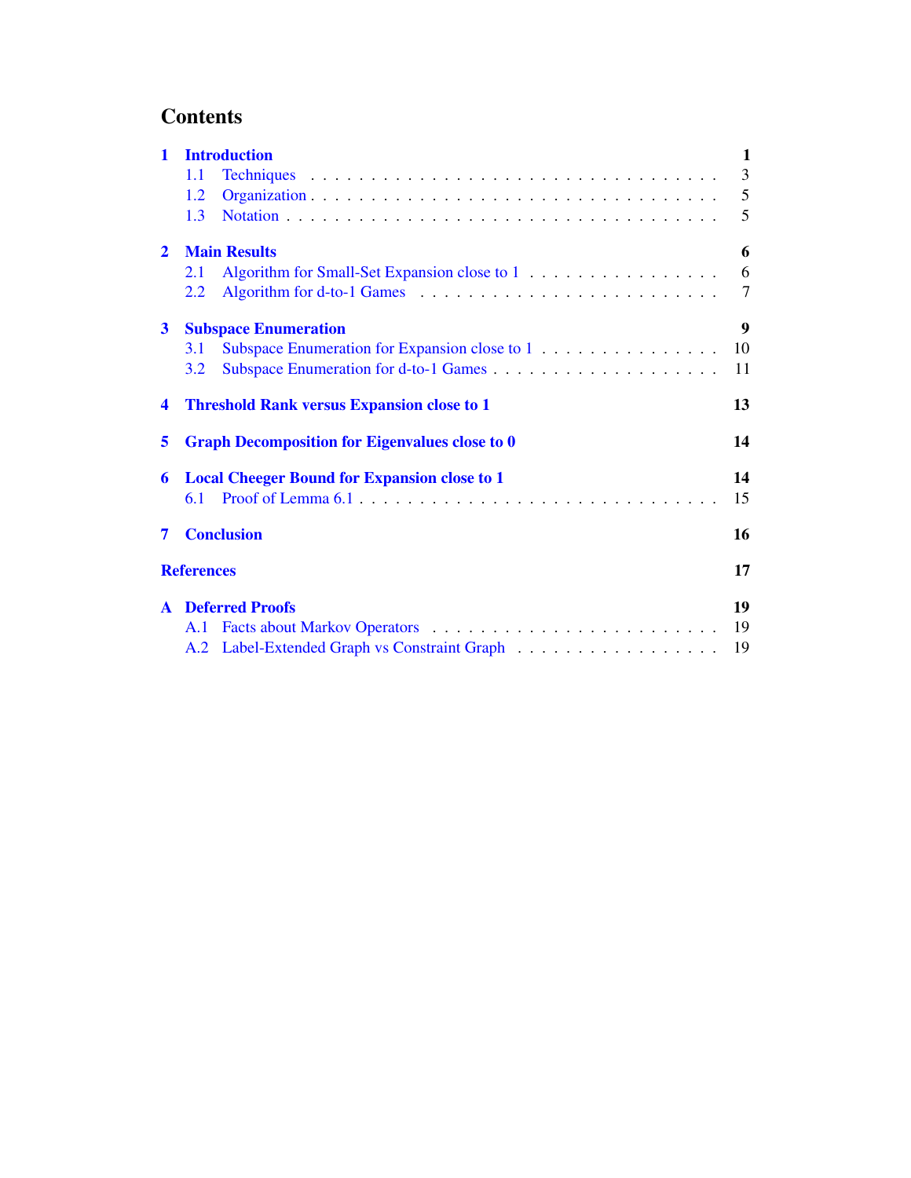# Contents

- **1 Introduction** — 1
  - 1.1 Techniques — 3
  - 1.2 Organization — 5
  - 1.3 Notation — 5
- **2 Main Results** — 6
  - 2.1 Algorithm for Small-Set Expansion close to 1 — 6
  - 2.2 Algorithm for d-to-1 Games — 7
- **3 Subspace Enumeration** — 9
  - 3.1 Subspace Enumeration for Expansion close to 1 — 10
  - 3.2 Subspace Enumeration for d-to-1 Games — 11
- **4 Threshold Rank versus Expansion close to 1** — 13
- **5 Graph Decomposition for Eigenvalues close to 0** — 14
- **6 Local Cheeger Bound for Expansion close to 1** — 14
  - 6.1 Proof of Lemma 6.1 — 15
- **7 Conclusion** — 16
- **References** — 17
- **A Deferred Proofs** — 19
  - A.1 Facts about Markov Operators — 19
  - A.2 Label-Extended Graph vs Constraint Graph — 19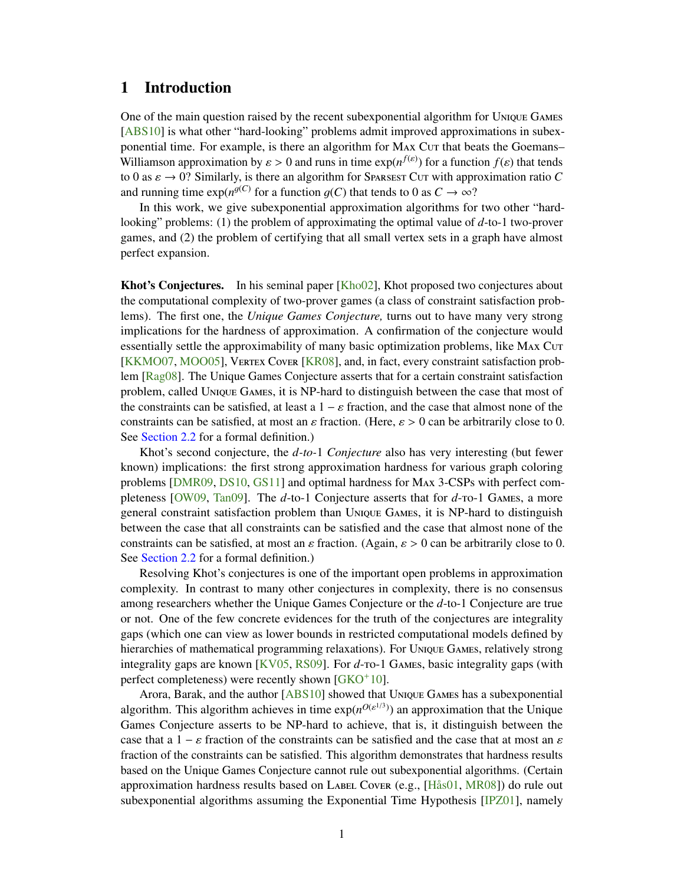# 1 Introduction

One of the main question raised by the recent subexponential algorithm for Unique Games [ABS10] is what other "hard-looking" problems admit improved approximations in subexponential time. For example, is there an algorithm for Max Cut that beats the Goemans–Williamson approximation by $\varepsilon > 0$ and runs in time $\exp(n^{f(\varepsilon)})$ for a function $f(\varepsilon)$ that tends to 0 as $\varepsilon \to 0$? Similarly, is there an algorithm for Sparsest Cut with approximation ratio $C$ and running time $\exp(n^{g(C)}$ for a function $g(C)$ that tends to 0 as $C \to \infty$?

In this work, we give subexponential approximation algorithms for two other "hard-looking" problems: (1) the problem of approximating the optimal value of $d$-to-1 two-prover games, and (2) the problem of certifying that all small vertex sets in a graph have almost perfect expansion.

**Khot's Conjectures.** In his seminal paper [Kho02], Khot proposed two conjectures about the computational complexity of two-prover games (a class of constraint satisfaction problems). The first one, the *Unique Games Conjecture,* turns out to have many very strong implications for the hardness of approximation. A confirmation of the conjecture would essentially settle the approximability of many basic optimization problems, like Max Cut [KKMO07, MOO05], Vertex Cover [KR08], and, in fact, every constraint satisfaction problem [Rag08]. The Unique Games Conjecture asserts that for a certain constraint satisfaction problem, called Unique Games, it is NP-hard to distinguish between the case that most of the constraints can be satisfied, at least a $1 - \varepsilon$ fraction, and the case that almost none of the constraints can be satisfied, at most an $\varepsilon$ fraction. (Here, $\varepsilon > 0$ can be arbitrarily close to 0. See Section 2.2 for a formal definition.)

Khot's second conjecture, the *d-to-*1 *Conjecture* also has very interesting (but fewer known) implications: the first strong approximation hardness for various graph coloring problems [DMR09, DS10, GS11] and optimal hardness for Max 3-CSPs with perfect completeness [OW09, Tan09]. The $d$-to-1 Conjecture asserts that for $d$-to-1 Games, a more general constraint satisfaction problem than Unique Games, it is NP-hard to distinguish between the case that all constraints can be satisfied and the case that almost none of the constraints can be satisfied, at most an $\varepsilon$ fraction. (Again, $\varepsilon > 0$ can be arbitrarily close to 0. See Section 2.2 for a formal definition.)

Resolving Khot's conjectures is one of the important open problems in approximation complexity. In contrast to many other conjectures in complexity, there is no consensus among researchers whether the Unique Games Conjecture or the $d$-to-1 Conjecture are true or not. One of the few concrete evidences for the truth of the conjectures are integrality gaps (which one can view as lower bounds in restricted computational models defined by hierarchies of mathematical programming relaxations). For Unique Games, relatively strong integrality gaps are known [KV05, RS09]. For $d$-to-1 Games, basic integrality gaps (with perfect completeness) were recently shown [GKO+10].

Arora, Barak, and the author [ABS10] showed that Unique Games has a subexponential algorithm. This algorithm achieves in time $\exp(n^{O(\varepsilon^{1/3})})$ an approximation that the Unique Games Conjecture asserts to be NP-hard to achieve, that is, it distinguish between the case that a $1 - \varepsilon$ fraction of the constraints can be satisfied and the case that at most an $\varepsilon$ fraction of the constraints can be satisfied. This algorithm demonstrates that hardness results based on the Unique Games Conjecture cannot rule out subexponential algorithms. (Certain approximation hardness results based on Label Cover (e.g., [Hås01, MR08]) do rule out subexponential algorithms assuming the Exponential Time Hypothesis [IPZ01], namely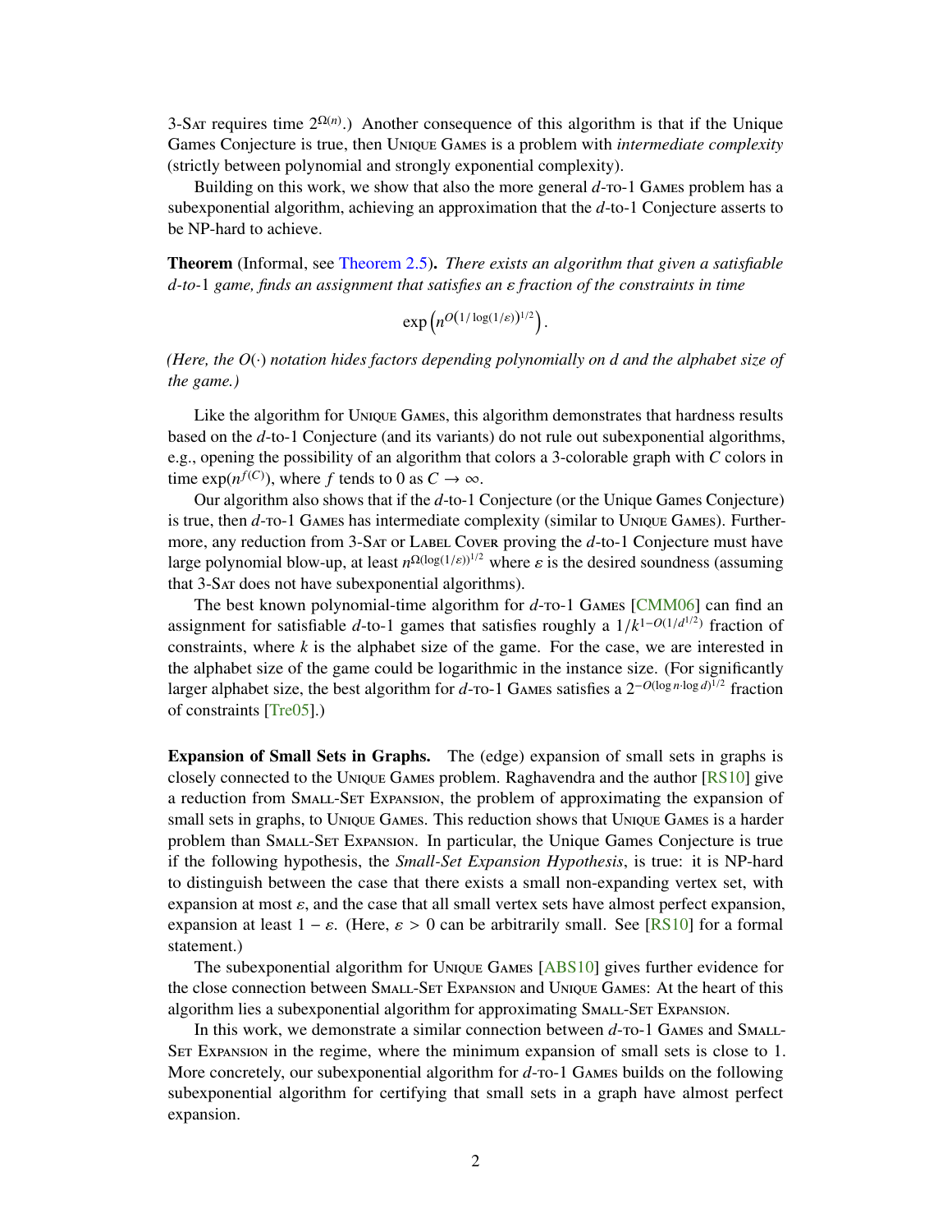3-Sat requires time $2^{\Omega(n)}$.) Another consequence of this algorithm is that if the Unique Games Conjecture is true, then Unique Games is a problem with *intermediate complexity* (strictly between polynomial and strongly exponential complexity).

Building on this work, we show that also the more general $d$-to-1 Games problem has a subexponential algorithm, achieving an approximation that the $d$-to-1 Conjecture asserts to be NP-hard to achieve.

**Theorem** (Informal, see Theorem 2.5)**.** *There exists an algorithm that given a satisfiable $d$-to-1 game, finds an assignment that satisfies an $\varepsilon$ fraction of the constraints in time*

$$\exp\left(n^{O(1/\log(1/\varepsilon))^{1/2}}\right).$$

*(Here, the $O(\cdot)$ notation hides factors depending polynomially on $d$ and the alphabet size of the game.)*

Like the algorithm for Unique Games, this algorithm demonstrates that hardness results based on the $d$-to-1 Conjecture (and its variants) do not rule out subexponential algorithms, e.g., opening the possibility of an algorithm that colors a 3-colorable graph with $C$ colors in time $\exp(n^{f(C)})$, where $f$ tends to 0 as $C \to \infty$.

Our algorithm also shows that if the $d$-to-1 Conjecture (or the Unique Games Conjecture) is true, then $d$-to-1 Games has intermediate complexity (similar to Unique Games). Furthermore, any reduction from 3-Sat or Label Cover proving the $d$-to-1 Conjecture must have large polynomial blow-up, at least $n^{\Omega(\log(1/\varepsilon))^{1/2}}$ where $\varepsilon$ is the desired soundness (assuming that 3-Sat does not have subexponential algorithms).

The best known polynomial-time algorithm for $d$-to-1 Games [CMM06] can find an assignment for satisfiable $d$-to-1 games that satisfies roughly a $1/k^{1-O(1/d^{1/2})}$ fraction of constraints, where $k$ is the alphabet size of the game. For the case, we are interested in the alphabet size of the game could be logarithmic in the instance size. (For significantly larger alphabet size, the best algorithm for $d$-to-1 Games satisfies a $2^{-O(\log n \cdot \log d)^{1/2}}$ fraction of constraints [Tre05].)

**Expansion of Small Sets in Graphs.** The (edge) expansion of small sets in graphs is closely connected to the Unique Games problem. Raghavendra and the author [RS10] give a reduction from Small-Set Expansion, the problem of approximating the expansion of small sets in graphs, to Unique Games. This reduction shows that Unique Games is a harder problem than Small-Set Expansion. In particular, the Unique Games Conjecture is true if the following hypothesis, the *Small-Set Expansion Hypothesis*, is true: it is NP-hard to distinguish between the case that there exists a small non-expanding vertex set, with expansion at most $\varepsilon$, and the case that all small vertex sets have almost perfect expansion, expansion at least $1 - \varepsilon$. (Here, $\varepsilon > 0$ can be arbitrarily small. See [RS10] for a formal statement.)

The subexponential algorithm for Unique Games [ABS10] gives further evidence for the close connection between Small-Set Expansion and Unique Games: At the heart of this algorithm lies a subexponential algorithm for approximating Small-Set Expansion.

In this work, we demonstrate a similar connection between $d$-to-1 Games and Small-Set Expansion in the regime, where the minimum expansion of small sets is close to 1. More concretely, our subexponential algorithm for $d$-to-1 Games builds on the following subexponential algorithm for certifying that small sets in a graph have almost perfect expansion.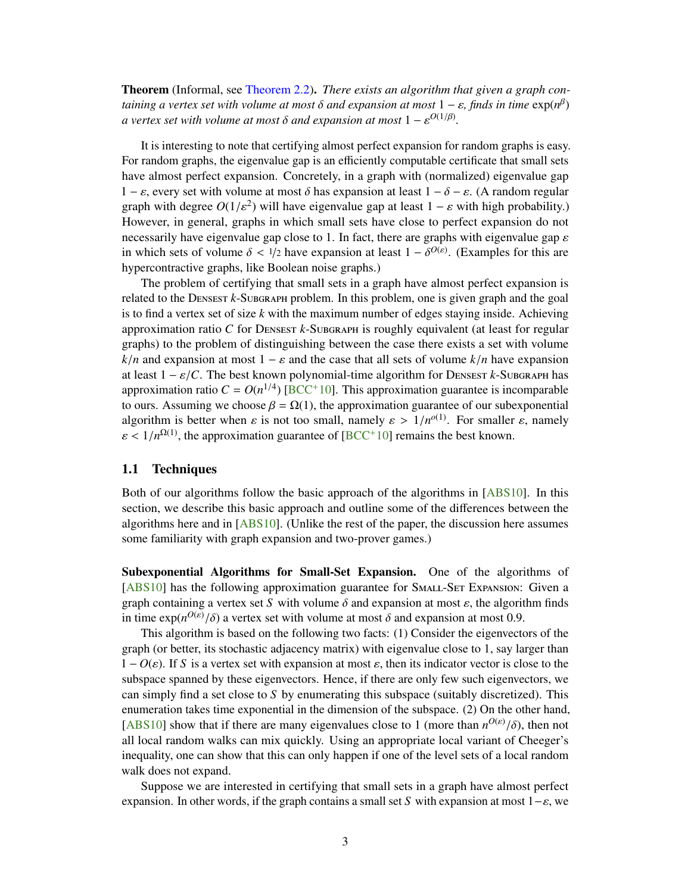**Theorem** (Informal, see Theorem 2.2). *There exists an algorithm that given a graph containing a vertex set with volume at most $\delta$ and expansion at most $1 - \varepsilon$, finds in time $\exp(n^\beta)$ a vertex set with volume at most $\delta$ and expansion at most $1 - \varepsilon^{O(1/\beta)}$.*

It is interesting to note that certifying almost perfect expansion for random graphs is easy. For random graphs, the eigenvalue gap is an efficiently computable certificate that small sets have almost perfect expansion. Concretely, in a graph with (normalized) eigenvalue gap $1 - \varepsilon$, every set with volume at most $\delta$ has expansion at least $1 - \delta - \varepsilon$. (A random regular graph with degree $O(1/\varepsilon^2)$ will have eigenvalue gap at least $1 - \varepsilon$ with high probability.) However, in general, graphs in which small sets have close to perfect expansion do not necessarily have eigenvalue gap close to 1. In fact, there are graphs with eigenvalue gap $\varepsilon$ in which sets of volume $\delta < 1/2$ have expansion at least $1 - \delta^{O(\varepsilon)}$. (Examples for this are hypercontractive graphs, like Boolean noise graphs.)

The problem of certifying that small sets in a graph have almost perfect expansion is related to the Densest $k$-Subgraph problem. In this problem, one is given graph and the goal is to find a vertex set of size $k$ with the maximum number of edges staying inside. Achieving approximation ratio $C$ for Densest $k$-Subgraph is roughly equivalent (at least for regular graphs) to the problem of distinguishing between the case there exists a set with volume $k/n$ and expansion at most $1 - \varepsilon$ and the case that all sets of volume $k/n$ have expansion at least $1 - \varepsilon/C$. The best known polynomial-time algorithm for Densest $k$-Subgraph has approximation ratio $C = O(n^{1/4})$ [BCC+10]. This approximation guarantee is incomparable to ours. Assuming we choose $\beta = \Omega(1)$, the approximation guarantee of our subexponential algorithm is better when $\varepsilon$ is not too small, namely $\varepsilon > 1/n^{o(1)}$. For smaller $\varepsilon$, namely $\varepsilon < 1/n^{\Omega(1)}$, the approximation guarantee of [BCC+10] remains the best known.

## 1.1 Techniques

Both of our algorithms follow the basic approach of the algorithms in [ABS10]. In this section, we describe this basic approach and outline some of the differences between the algorithms here and in [ABS10]. (Unlike the rest of the paper, the discussion here assumes some familiarity with graph expansion and two-prover games.)

**Subexponential Algorithms for Small-Set Expansion.** One of the algorithms of [ABS10] has the following approximation guarantee for Small-Set Expansion: Given a graph containing a vertex set $S$ with volume $\delta$ and expansion at most $\varepsilon$, the algorithm finds in time $\exp(n^{O(\varepsilon)}/\delta)$ a vertex set with volume at most $\delta$ and expansion at most 0.9.

This algorithm is based on the following two facts: (1) Consider the eigenvectors of the graph (or better, its stochastic adjacency matrix) with eigenvalue close to 1, say larger than $1 - O(\varepsilon)$. If $S$ is a vertex set with expansion at most $\varepsilon$, then its indicator vector is close to the subspace spanned by these eigenvectors. Hence, if there are only few such eigenvectors, we can simply find a set close to $S$ by enumerating this subspace (suitably discretized). This enumeration takes time exponential in the dimension of the subspace. (2) On the other hand, [ABS10] show that if there are many eigenvalues close to 1 (more than $n^{O(\varepsilon)}/\delta$), then not all local random walks can mix quickly. Using an appropriate local variant of Cheeger's inequality, one can show that this can only happen if one of the level sets of a local random walk does not expand.

Suppose we are interested in certifying that small sets in a graph have almost perfect expansion. In other words, if the graph contains a small set $S$ with expansion at most $1-\varepsilon$, we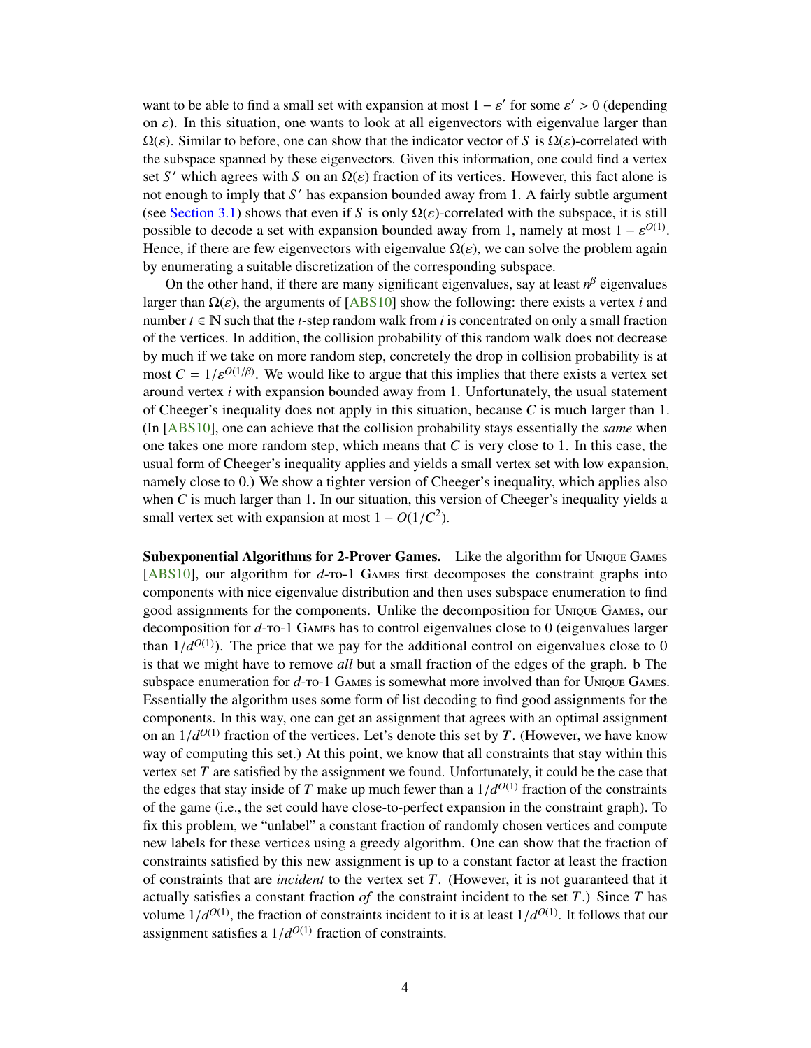want to be able to find a small set with expansion at most $1 - \varepsilon'$ for some $\varepsilon' > 0$ (depending on $\varepsilon$). In this situation, one wants to look at all eigenvectors with eigenvalue larger than $\Omega(\varepsilon)$. Similar to before, one can show that the indicator vector of $S$ is $\Omega(\varepsilon)$-correlated with the subspace spanned by these eigenvectors. Given this information, one could find a vertex set $S'$ which agrees with $S$ on an $\Omega(\varepsilon)$ fraction of its vertices. However, this fact alone is not enough to imply that $S'$ has expansion bounded away from 1. A fairly subtle argument (see Section 3.1) shows that even if $S$ is only $\Omega(\varepsilon)$-correlated with the subspace, it is still possible to decode a set with expansion bounded away from 1, namely at most $1 - \varepsilon^{O(1)}$. Hence, if there are few eigenvectors with eigenvalue $\Omega(\varepsilon)$, we can solve the problem again by enumerating a suitable discretization of the corresponding subspace.

On the other hand, if there are many significant eigenvalues, say at least $n^\beta$ eigenvalues larger than $\Omega(\varepsilon)$, the arguments of [ABS10] show the following: there exists a vertex $i$ and number $t \in \mathbb{N}$ such that the $t$-step random walk from $i$ is concentrated on only a small fraction of the vertices. In addition, the collision probability of this random walk does not decrease by much if we take on more random step, concretely the drop in collision probability is at most $C = 1/\varepsilon^{O(1/\beta)}$. We would like to argue that this implies that there exists a vertex set around vertex $i$ with expansion bounded away from 1. Unfortunately, the usual statement of Cheeger's inequality does not apply in this situation, because $C$ is much larger than 1. (In [ABS10], one can achieve that the collision probability stays essentially the *same* when one takes one more random step, which means that $C$ is very close to 1. In this case, the usual form of Cheeger's inequality applies and yields a small vertex set with low expansion, namely close to 0.) We show a tighter version of Cheeger's inequality, which applies also when $C$ is much larger than 1. In our situation, this version of Cheeger's inequality yields a small vertex set with expansion at most $1 - O(1/C^2)$.

**Subexponential Algorithms for 2-Prover Games.** Like the algorithm for Unique Games [ABS10], our algorithm for $d$-to-1 Games first decomposes the constraint graphs into components with nice eigenvalue distribution and then uses subspace enumeration to find good assignments for the components. Unlike the decomposition for Unique Games, our decomposition for $d$-to-1 Games has to control eigenvalues close to 0 (eigenvalues larger than $1/d^{O(1)}$). The price that we pay for the additional control on eigenvalues close to 0 is that we might have to remove *all* but a small fraction of the edges of the graph. b The subspace enumeration for $d$-to-1 Games is somewhat more involved than for Unique Games. Essentially the algorithm uses some form of list decoding to find good assignments for the components. In this way, one can get an assignment that agrees with an optimal assignment on an $1/d^{O(1)}$ fraction of the vertices. Let's denote this set by $T$. (However, we have know way of computing this set.) At this point, we know that all constraints that stay within this vertex set $T$ are satisfied by the assignment we found. Unfortunately, it could be the case that the edges that stay inside of $T$ make up much fewer than a $1/d^{O(1)}$ fraction of the constraints of the game (i.e., the set could have close-to-perfect expansion in the constraint graph). To fix this problem, we "unlabel" a constant fraction of randomly chosen vertices and compute new labels for these vertices using a greedy algorithm. One can show that the fraction of constraints satisfied by this new assignment is up to a constant factor at least the fraction of constraints that are *incident* to the vertex set $T$. (However, it is not guaranteed that it actually satisfies a constant fraction *of* the constraint incident to the set $T$.) Since $T$ has volume $1/d^{O(1)}$, the fraction of constraints incident to it is at least $1/d^{O(1)}$. It follows that our assignment satisfies a $1/d^{O(1)}$ fraction of constraints.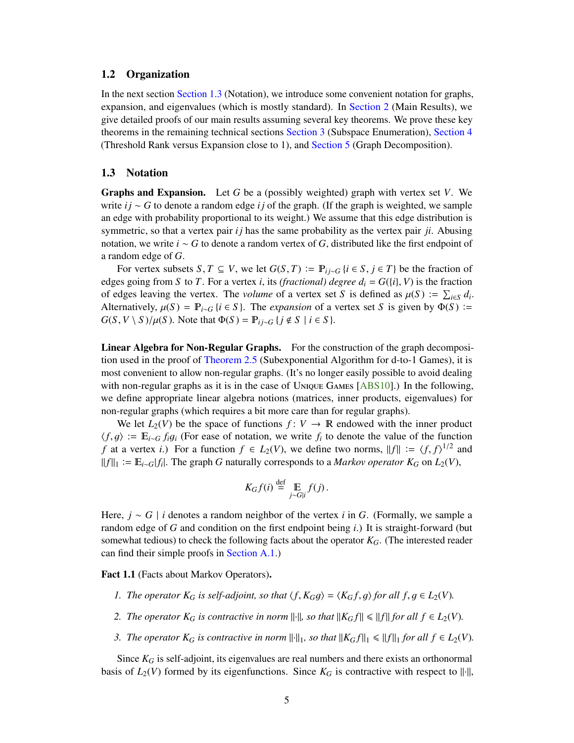## 1.2 Organization

In the next section Section 1.3 (Notation), we introduce some convenient notation for graphs, expansion, and eigenvalues (which is mostly standard). In Section 2 (Main Results), we give detailed proofs of our main results assuming several key theorems. We prove these key theorems in the remaining technical sections Section 3 (Subspace Enumeration), Section 4 (Threshold Rank versus Expansion close to 1), and Section 5 (Graph Decomposition).

## 1.3 Notation

**Graphs and Expansion.** Let $G$ be a (possibly weighted) graph with vertex set $V$. We write $ij \sim G$ to denote a random edge $ij$ of the graph. (If the graph is weighted, we sample an edge with probability proportional to its weight.) We assume that this edge distribution is symmetric, so that a vertex pair $ij$ has the same probability as the vertex pair $ji$. Abusing notation, we write $i \sim G$ to denote a random vertex of $G$, distributed like the first endpoint of a random edge of $G$.

For vertex subsets $S, T \subseteq V$, we let $G(S,T) := \mathbb{P}_{ij\sim G}\{i \in S, j \in T\}$ be the fraction of edges going from $S$ to $T$. For a vertex $i$, its *(fractional) degree* $d_i = G(\{i\}, V)$ is the fraction of edges leaving the vertex. The *volume* of a vertex set $S$ is defined as $\mu(S) := \sum_{i\in S} d_i$. Alternatively, $\mu(S) = \mathbb{P}_{i\sim G}\{i \in S\}$. The *expansion* of a vertex set $S$ is given by $\Phi(S) := G(S, V \setminus S)/\mu(S)$. Note that $\Phi(S) = \mathbb{P}_{ij\sim G}\{j \notin S \mid i \in S\}$.

**Linear Algebra for Non-Regular Graphs.** For the construction of the graph decomposition used in the proof of Theorem 2.5 (Subexponential Algorithm for d-to-1 Games), it is most convenient to allow non-regular graphs. (It's no longer easily possible to avoid dealing with non-regular graphs as it is in the case of Unique Games [ABS10].) In the following, we define appropriate linear algebra notions (matrices, inner products, eigenvalues) for non-regular graphs (which requires a bit more care than for regular graphs).

We let $L_2(V)$ be the space of functions $f : V \to \mathbb{R}$ endowed with the inner product $\langle f, g\rangle := \mathbb{E}_{i\sim G} f_i g_i$ (For ease of notation, we write $f_i$ to denote the value of the function $f$ at a vertex $i$.) For a function $f \in L_2(V)$, we define two norms, $\|f\| := \langle f, f\rangle^{1/2}$ and $\|f\|_1 := \mathbb{E}_{i\sim G}|f_i|$. The graph $G$ naturally corresponds to a *Markov operator* $K_G$ on $L_2(V)$,

$$K_G f(i) \stackrel{\text{def}}{=} \mathop{\mathbb{E}}_{j\sim G|i} f(j)\,.$$

Here, $j \sim G \mid i$ denotes a random neighbor of the vertex $i$ in $G$. (Formally, we sample a random edge of $G$ and condition on the first endpoint being $i$.) It is straight-forward (but somewhat tedious) to check the following facts about the operator $K_G$. (The interested reader can find their simple proofs in Section A.1.)

**Fact 1.1** (Facts about Markov Operators)**.**

1. *The operator $K_G$ is self-adjoint, so that $\langle f, K_G g\rangle = \langle K_G f, g\rangle$ for all $f, g \in L_2(V)$.*
2. *The operator $K_G$ is contractive in norm $\|\cdot\|$, so that $\|K_G f\| \leqslant \|f\|$ for all $f \in L_2(V)$.*
3. *The operator $K_G$ is contractive in norm $\|\cdot\|_1$, so that $\|K_G f\|_1 \leqslant \|f\|_1$ for all $f \in L_2(V)$.*

Since $K_G$ is self-adjoint, its eigenvalues are real numbers and there exists an orthonormal basis of $L_2(V)$ formed by its eigenfunctions. Since $K_G$ is contractive with respect to $\|\cdot\|$,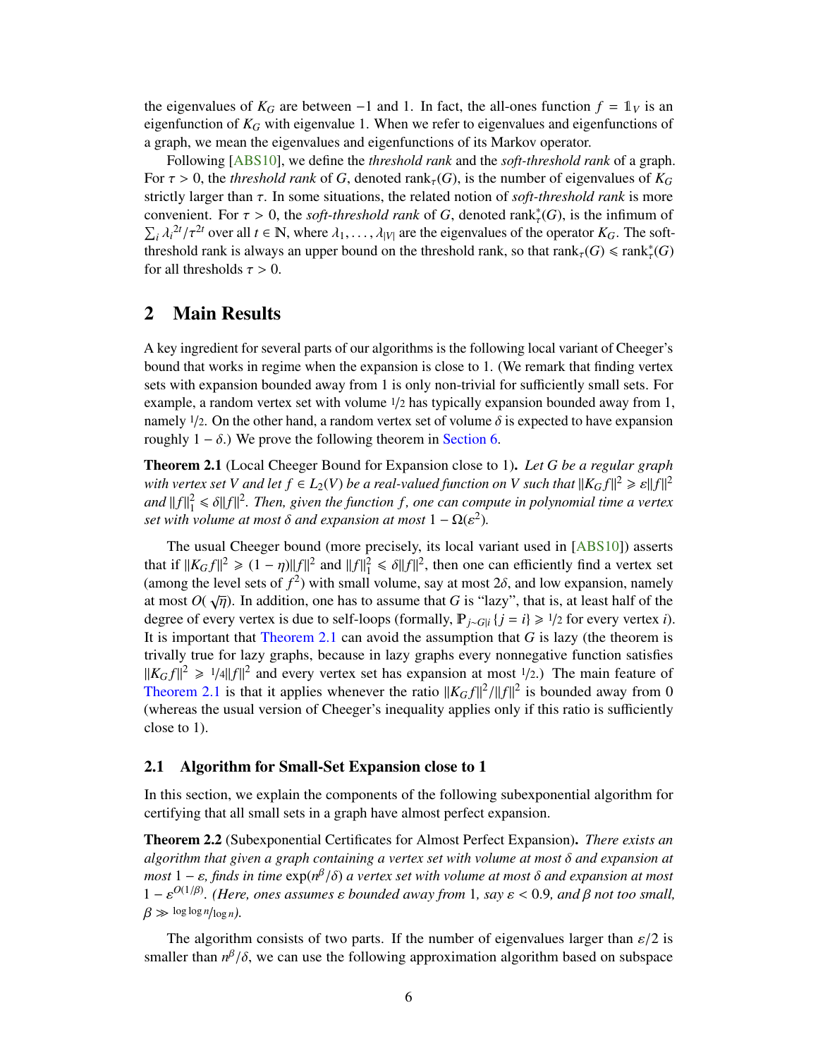the eigenvalues of $K_G$ are between $-1$ and 1. In fact, the all-ones function $f = \mathbb{1}_V$ is an eigenfunction of $K_G$ with eigenvalue 1. When we refer to eigenvalues and eigenfunctions of a graph, we mean the eigenvalues and eigenfunctions of its Markov operator.

Following [ABS10], we define the *threshold rank* and the *soft-threshold rank* of a graph. For $\tau > 0$, the *threshold rank* of $G$, denoted $\operatorname{rank}_\tau(G)$, is the number of eigenvalues of $K_G$ strictly larger than $\tau$. In some situations, the related notion of *soft-threshold rank* is more convenient. For $\tau > 0$, the *soft-threshold rank* of $G$, denoted $\operatorname{rank}^*_\tau(G)$, is the infimum of $\sum_i \lambda_i^{2t}/\tau^{2t}$ over all $t \in \mathbb{N}$, where $\lambda_1, \ldots, \lambda_{|V|}$ are the eigenvalues of the operator $K_G$. The soft-threshold rank is always an upper bound on the threshold rank, so that $\operatorname{rank}_\tau(G) \leqslant \operatorname{rank}^*_\tau(G)$ for all thresholds $\tau > 0$.

## 2 Main Results

A key ingredient for several parts of our algorithms is the following local variant of Cheeger's bound that works in regime when the expansion is close to 1. (We remark that finding vertex sets with expansion bounded away from 1 is only non-trivial for sufficiently small sets. For example, a random vertex set with volume $1/2$ has typically expansion bounded away from 1, namely $1/2$. On the other hand, a random vertex set of volume $\delta$ is expected to have expansion roughly $1 - \delta$.) We prove the following theorem in Section 6.

**Theorem 2.1** (Local Cheeger Bound for Expansion close to 1)**.** *Let $G$ be a regular graph with vertex set $V$ and let $f \in L_2(V)$ be a real-valued function on $V$ such that $\|K_G f\|^2 \geqslant \varepsilon \|f\|^2$ and $\|f\|_1^2 \leqslant \delta \|f\|^2$. Then, given the function $f$, one can compute in polynomial time a vertex set with volume at most $\delta$ and expansion at most $1 - \Omega(\varepsilon^2)$.*

The usual Cheeger bound (more precisely, its local variant used in [ABS10]) asserts that if $\|K_G f\|^2 \geqslant (1 - \eta)\|f\|^2$ and $\|f\|_1^2 \leqslant \delta \|f\|^2$, then one can efficiently find a vertex set (among the level sets of $f^2$) with small volume, say at most $2\delta$, and low expansion, namely at most $O(\sqrt{\eta})$. In addition, one has to assume that $G$ is "lazy", that is, at least half of the degree of every vertex is due to self-loops (formally, $\mathbb{P}_{j \sim G|i}\{j = i\} \geqslant 1/2$ for every vertex $i$). It is important that Theorem 2.1 can avoid the assumption that $G$ is lazy (the theorem is trivally true for lazy graphs, because in lazy graphs every nonnegative function satisfies $\|K_G f\|^2 \geqslant 1/4 \|f\|^2$ and every vertex set has expansion at most $1/2$.) The main feature of Theorem 2.1 is that it applies whenever the ratio $\|K_G f\|^2 / \|f\|^2$ is bounded away from 0 (whereas the usual version of Cheeger's inequality applies only if this ratio is sufficiently close to 1).

### 2.1 Algorithm for Small-Set Expansion close to 1

In this section, we explain the components of the following subexponential algorithm for certifying that all small sets in a graph have almost perfect expansion.

**Theorem 2.2** (Subexponential Certificates for Almost Perfect Expansion)**.** *There exists an algorithm that given a graph containing a vertex set with volume at most $\delta$ and expansion at most $1 - \varepsilon$, finds in time $\exp(n^\beta/\delta)$ a vertex set with volume at most $\delta$ and expansion at most $1 - \varepsilon^{O(1/\beta)}$. (Here, ones assumes $\varepsilon$ bounded away from 1, say $\varepsilon < 0.9$, and $\beta$ not too small, $\beta \gg \log\log n / \log n$).*

The algorithm consists of two parts. If the number of eigenvalues larger than $\varepsilon/2$ is smaller than $n^\beta/\delta$, we can use the following approximation algorithm based on subspace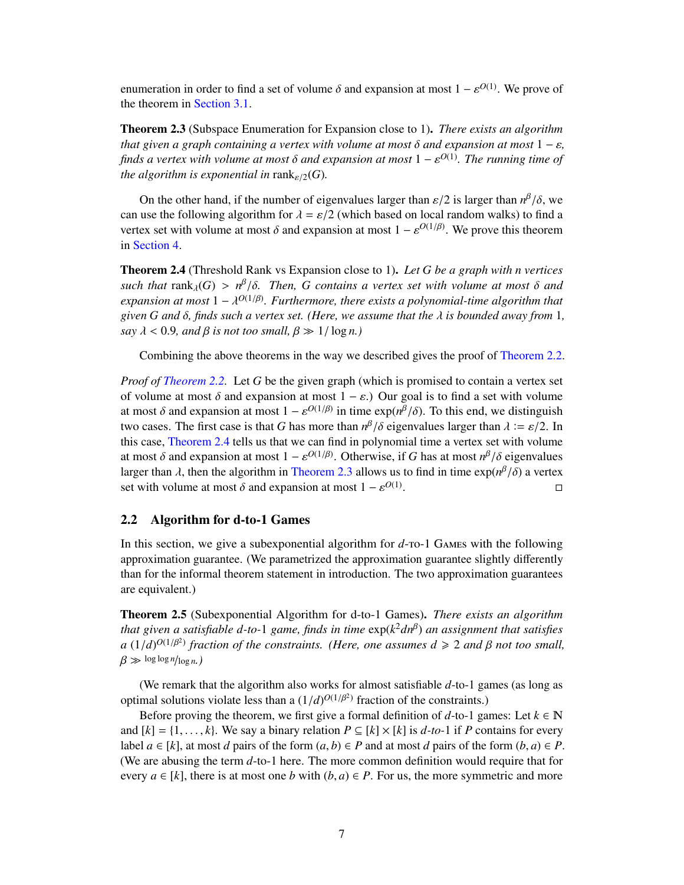enumeration in order to find a set of volume $\delta$ and expansion at most $1 - \varepsilon^{O(1)}$. We prove of the theorem in Section 3.1.

**Theorem 2.3** (Subspace Enumeration for Expansion close to 1)**.** *There exists an algorithm that given a graph containing a vertex with volume at most $\delta$ and expansion at most $1 - \varepsilon$, finds a vertex with volume at most $\delta$ and expansion at most $1 - \varepsilon^{O(1)}$. The running time of the algorithm is exponential in $\operatorname{rank}_{\varepsilon/2}(G)$.*

On the other hand, if the number of eigenvalues larger than $\varepsilon/2$ is larger than $n^\beta/\delta$, we can use the following algorithm for $\lambda = \varepsilon/2$ (which based on local random walks) to find a vertex set with volume at most $\delta$ and expansion at most $1 - \varepsilon^{O(1/\beta)}$. We prove this theorem in Section 4.

**Theorem 2.4** (Threshold Rank vs Expansion close to 1)**.** *Let $G$ be a graph with $n$ vertices such that $\operatorname{rank}_\lambda(G) > n^\beta/\delta$. Then, $G$ contains a vertex set with volume at most $\delta$ and expansion at most $1 - \lambda^{O(1/\beta)}$. Furthermore, there exists a polynomial-time algorithm that given $G$ and $\delta$, finds such a vertex set. (Here, we assume that the $\lambda$ is bounded away from 1, say $\lambda < 0.9$, and $\beta$ is not too small, $\beta \gg 1/\log n$.)*

Combining the above theorems in the way we described gives the proof of Theorem 2.2.

*Proof of Theorem 2.2.* Let $G$ be the given graph (which is promised to contain a vertex set of volume at most $\delta$ and expansion at most $1 - \varepsilon$.) Our goal is to find a set with volume at most $\delta$ and expansion at most $1 - \varepsilon^{O(1/\beta)}$ in time $\exp(n^\beta/\delta)$. To this end, we distinguish two cases. The first case is that $G$ has more than $n^\beta/\delta$ eigenvalues larger than $\lambda := \varepsilon/2$. In this case, Theorem 2.4 tells us that we can find in polynomial time a vertex set with volume at most $\delta$ and expansion at most $1 - \varepsilon^{O(1/\beta)}$. Otherwise, if $G$ has at most $n^\beta/\delta$ eigenvalues larger than $\lambda$, then the algorithm in Theorem 2.3 allows us to find in time $\exp(n^\beta/\delta)$ a vertex set with volume at most $\delta$ and expansion at most $1 - \varepsilon^{O(1)}$. $\square$

## 2.2 Algorithm for d-to-1 Games

In this section, we give a subexponential algorithm for $d$-to-1 Games with the following approximation guarantee. (We parametrized the approximation guarantee slightly differently than for the informal theorem statement in introduction. The two approximation guarantees are equivalent.)

**Theorem 2.5** (Subexponential Algorithm for d-to-1 Games)**.** *There exists an algorithm that given a satisfiable $d$-to-1 game, finds in time $\exp(k^2 d n^\beta)$ an assignment that satisfies a $(1/d)^{O(1/\beta^2)}$ fraction of the constraints. (Here, one assumes $d \geqslant 2$ and $\beta$ not too small, $\beta \gg \log\log n/\log n$.)*

(We remark that the algorithm also works for almost satisfiable $d$-to-1 games (as long as optimal solutions violate less than a $(1/d)^{O(1/\beta^2)}$ fraction of the constraints.)

Before proving the theorem, we first give a formal definition of $d$-to-1 games: Let $k \in \mathbb{N}$ and $[k] = \{1, \ldots, k\}$. We say a binary relation $P \subseteq [k] \times [k]$ is $d$-to-1 if $P$ contains for every label $a \in [k]$, at most $d$ pairs of the form $(a, b) \in P$ and at most $d$ pairs of the form $(b, a) \in P$. (We are abusing the term $d$-to-1 here. The more common definition would require that for every $a \in [k]$, there is at most one $b$ with $(b, a) \in P$. For us, the more symmetric and more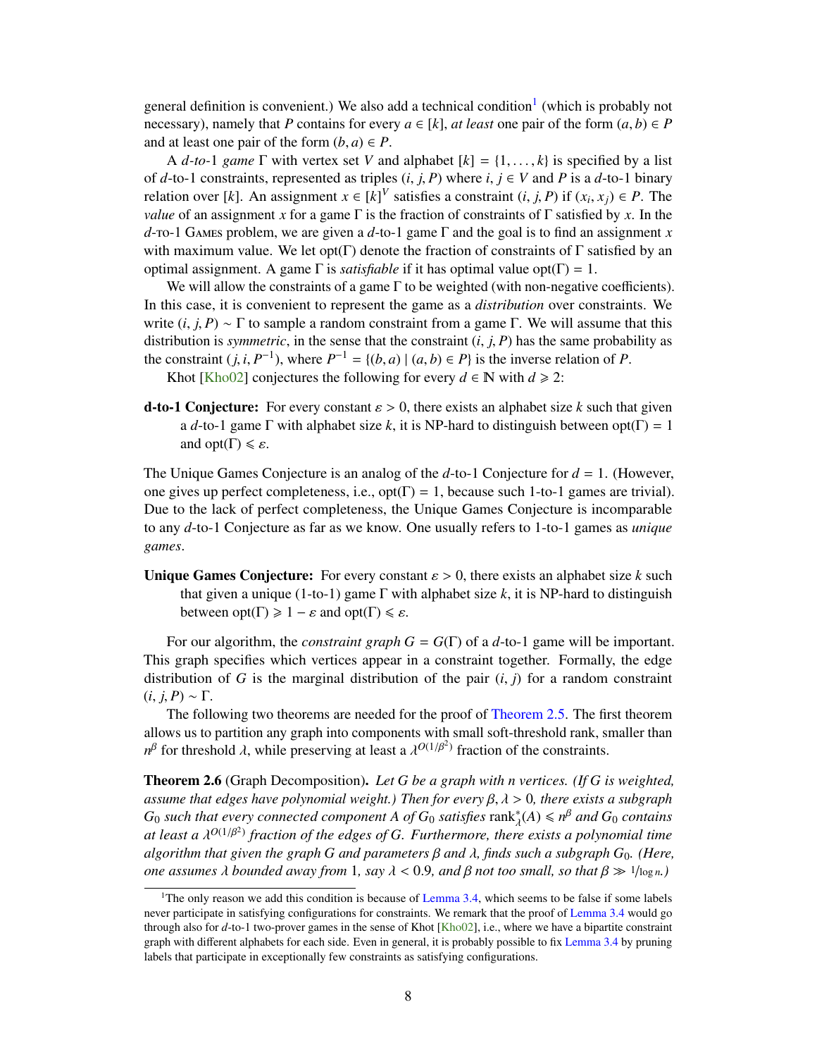general definition is convenient.) We also add a technical condition[1] (which is probably not necessary), namely that $P$ contains for every $a \in [k]$, *at least* one pair of the form $(a, b) \in P$ and at least one pair of the form $(b, a) \in P$.

A *$d$-to-1 game* $\Gamma$ with vertex set $V$ and alphabet $[k] = \{1, \ldots, k\}$ is specified by a list of $d$-to-1 constraints, represented as triples $(i, j, P)$ where $i, j \in V$ and $P$ is a $d$-to-1 binary relation over $[k]$. An assignment $x \in [k]^V$ satisfies a constraint $(i, j, P)$ if $(x_i, x_j) \in P$. The *value* of an assignment $x$ for a game $\Gamma$ is the fraction of constraints of $\Gamma$ satisfied by $x$. In the $d$-TO-1 GAMES problem, we are given a $d$-to-1 game $\Gamma$ and the goal is to find an assignment $x$ with maximum value. We let $\mathrm{opt}(\Gamma)$ denote the fraction of constraints of $\Gamma$ satisfied by an optimal assignment. A game $\Gamma$ is *satisfiable* if it has optimal value $\mathrm{opt}(\Gamma) = 1$.

We will allow the constraints of a game $\Gamma$ to be weighted (with non-negative coefficients). In this case, it is convenient to represent the game as a *distribution* over constraints. We write $(i, j, P) \sim \Gamma$ to sample a random constraint from a game $\Gamma$. We will assume that this distribution is *symmetric*, in the sense that the constraint $(i, j, P)$ has the same probability as the constraint $(j, i, P^{-1})$, where $P^{-1} = \{(b, a) \mid (a, b) \in P\}$ is the inverse relation of $P$.

Khot [Kho02] conjectures the following for every $d \in \mathbb{N}$ with $d \geqslant 2$:

**d-to-1 Conjecture:** For every constant $\varepsilon > 0$, there exists an alphabet size $k$ such that given a $d$-to-1 game $\Gamma$ with alphabet size $k$, it is NP-hard to distinguish between $\mathrm{opt}(\Gamma) = 1$ and $\mathrm{opt}(\Gamma) \leqslant \varepsilon$.

The Unique Games Conjecture is an analog of the $d$-to-1 Conjecture for $d = 1$. (However, one gives up perfect completeness, i.e., $\mathrm{opt}(\Gamma) = 1$, because such 1-to-1 games are trivial). Due to the lack of perfect completeness, the Unique Games Conjecture is incomparable to any $d$-to-1 Conjecture as far as we know. One usually refers to 1-to-1 games as *unique games*.

**Unique Games Conjecture:** For every constant $\varepsilon > 0$, there exists an alphabet size $k$ such that given a unique (1-to-1) game $\Gamma$ with alphabet size $k$, it is NP-hard to distinguish between $\mathrm{opt}(\Gamma) \geqslant 1 - \varepsilon$ and $\mathrm{opt}(\Gamma) \leqslant \varepsilon$.

For our algorithm, the *constraint graph* $G = G(\Gamma)$ of a $d$-to-1 game will be important. This graph specifies which vertices appear in a constraint together. Formally, the edge distribution of $G$ is the marginal distribution of the pair $(i, j)$ for a random constraint $(i, j, P) \sim \Gamma$.

The following two theorems are needed for the proof of Theorem 2.5. The first theorem allows us to partition any graph into components with small soft-threshold rank, smaller than $n^\beta$ for threshold $\lambda$, while preserving at least a $\lambda^{O(1/\beta^2)}$ fraction of the constraints.

**Theorem 2.6** (Graph Decomposition)**.** *Let $G$ be a graph with $n$ vertices. (If $G$ is weighted, assume that edges have polynomial weight.) Then for every $\beta, \lambda > 0$, there exists a subgraph $G_0$ such that every connected component $A$ of $G_0$ satisfies $\mathrm{rank}^*_\lambda(A) \leqslant n^\beta$ and $G_0$ contains at least a $\lambda^{O(1/\beta^2)}$ fraction of the edges of $G$. Furthermore, there exists a polynomial time algorithm that given the graph $G$ and parameters $\beta$ and $\lambda$, finds such a subgraph $G_0$. (Here, one assumes $\lambda$ bounded away from 1, say $\lambda < 0.9$, and $\beta$ not too small, so that $\beta \gg 1/\log n$.)*

[1] The only reason we add this condition is because of Lemma 3.4, which seems to be false if some labels never participate in satisfying configurations for constraints. We remark that the proof of Lemma 3.4 would go through also for $d$-to-1 two-prover games in the sense of Khot [Kho02], i.e., where we have a bipartite constraint graph with different alphabets for each side. Even in general, it is probably possible to fix Lemma 3.4 by pruning labels that participate in exceptionally few constraints as satisfying configurations.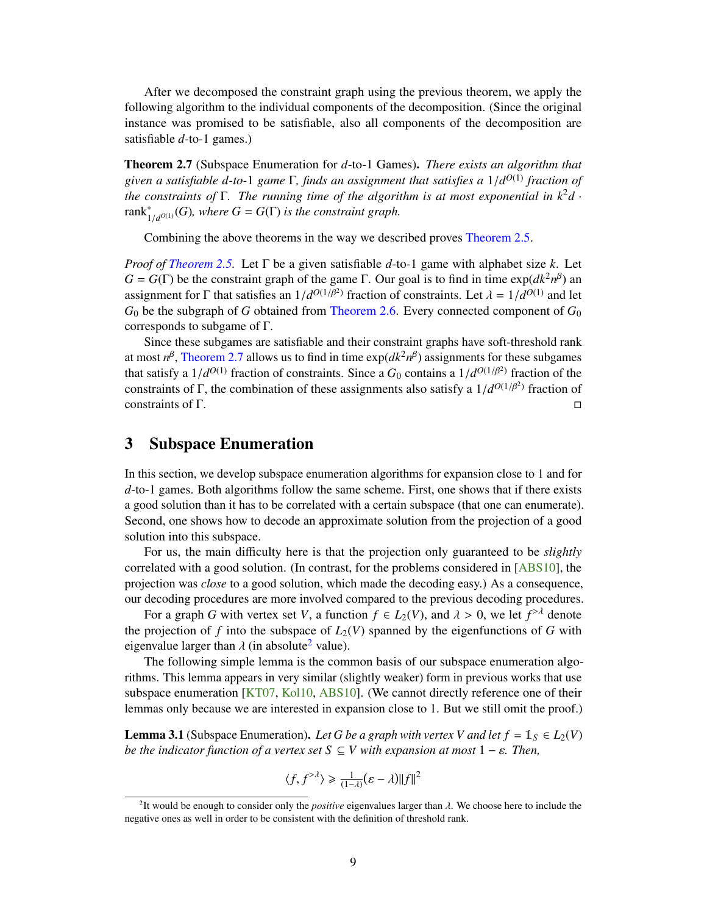After we decomposed the constraint graph using the previous theorem, we apply the following algorithm to the individual components of the decomposition. (Since the original instance was promised to be satisfiable, also all components of the decomposition are satisfiable $d$-to-1 games.)

**Theorem 2.7** (Subspace Enumeration for $d$-to-1 Games)**.** *There exists an algorithm that given a satisfiable $d$-to-1 game $\Gamma$, finds an assignment that satisfies a $1/d^{O(1)}$ fraction of the constraints of $\Gamma$. The running time of the algorithm is at most exponential in $k^2 d \cdot \mathrm{rank}^*_{1/d^{O(1)}}(G)$, where $G = G(\Gamma)$ is the constraint graph.*

Combining the above theorems in the way we described proves Theorem 2.5.

*Proof of Theorem 2.5.* Let $\Gamma$ be a given satisfiable $d$-to-1 game with alphabet size $k$. Let $G = G(\Gamma)$ be the constraint graph of the game $\Gamma$. Our goal is to find in time $\exp(dk^2 n^\beta)$ an assignment for $\Gamma$ that satisfies an $1/d^{O(1/\beta^2)}$ fraction of constraints. Let $\lambda = 1/d^{O(1)}$ and let $G_0$ be the subgraph of $G$ obtained from Theorem 2.6. Every connected component of $G_0$ corresponds to subgame of $\Gamma$.

Since these subgames are satisfiable and their constraint graphs have soft-threshold rank at most $n^\beta$, Theorem 2.7 allows us to find in time $\exp(dk^2 n^\beta)$ assignments for these subgames that satisfy a $1/d^{O(1)}$ fraction of constraints. Since a $G_0$ contains a $1/d^{O(1/\beta^2)}$ fraction of the constraints of $\Gamma$, the combination of these assignments also satisfy a $1/d^{O(1/\beta^2)}$ fraction of constraints of $\Gamma$. ◻

## 3 Subspace Enumeration

In this section, we develop subspace enumeration algorithms for expansion close to 1 and for $d$-to-1 games. Both algorithms follow the same scheme. First, one shows that if there exists a good solution than it has to be correlated with a certain subspace (that one can enumerate). Second, one shows how to decode an approximate solution from the projection of a good solution into this subspace.

For us, the main difficulty here is that the projection only guaranteed to be *slightly* correlated with a good solution. (In contrast, for the problems considered in [ABS10], the projection was *close* to a good solution, which made the decoding easy.) As a consequence, our decoding procedures are more involved compared to the previous decoding procedures.

For a graph $G$ with vertex set $V$, a function $f \in L_2(V)$, and $\lambda > 0$, we let $f^{>\lambda}$ denote the projection of $f$ into the subspace of $L_2(V)$ spanned by the eigenfunctions of $G$ with eigenvalue larger than $\lambda$ (in absolute[2] value).

The following simple lemma is the common basis of our subspace enumeration algorithms. This lemma appears in very similar (slightly weaker) form in previous works that use subspace enumeration [KT07, Kol10, ABS10]. (We cannot directly reference one of their lemmas only because we are interested in expansion close to 1. But we still omit the proof.)

**Lemma 3.1** (Subspace Enumeration)**.** *Let $G$ be a graph with vertex $V$ and let $f = \mathbb{1}_S \in L_2(V)$ be the indicator function of a vertex set $S \subseteq V$ with expansion at most $1 - \varepsilon$. Then,*

$$\langle f, f^{>\lambda} \rangle \geqslant \tfrac{1}{(1-\lambda)}(\varepsilon - \lambda)\|f\|^2$$

[2] It would be enough to consider only the *positive* eigenvalues larger than $\lambda$. We choose here to include the negative ones as well in order to be consistent with the definition of threshold rank.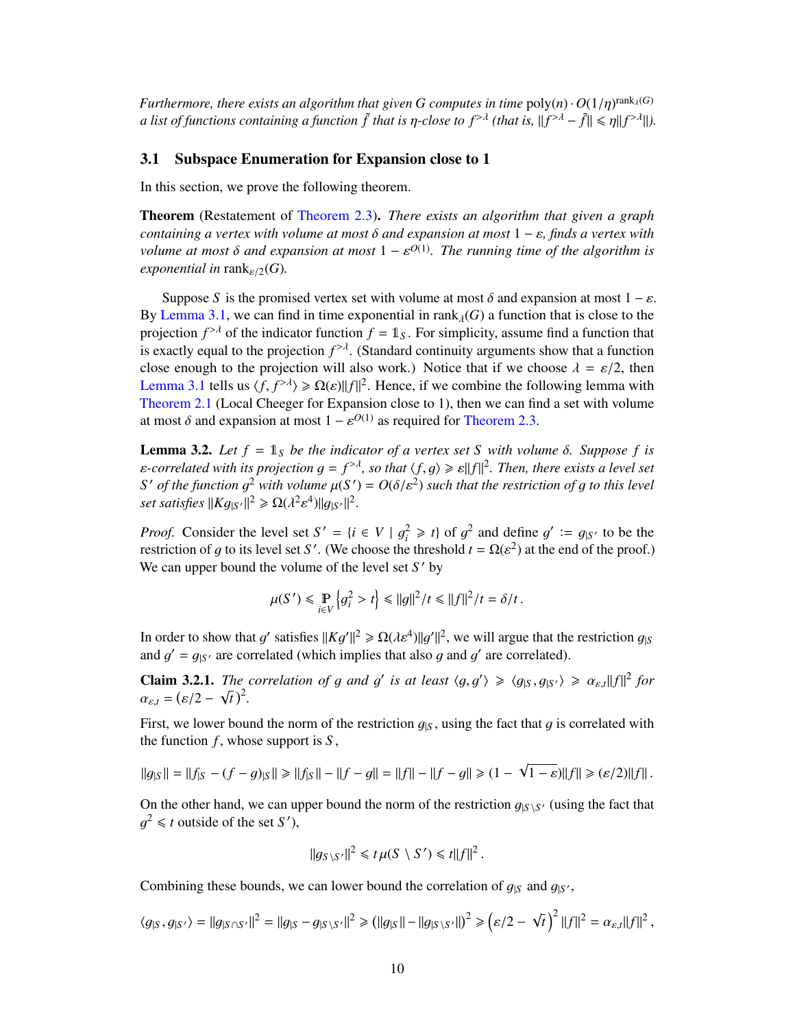*Furthermore, there exists an algorithm that given $G$ computes in time $\mathrm{poly}(n) \cdot O(1/\eta)^{\mathrm{rank}_\lambda(G)}$ a list of functions containing a function $\tilde{f}$ that is $\eta$-close to $f^{>\lambda}$ (that is, $\|f^{>\lambda} - \tilde{f}\| \leqslant \eta \|f^{>\lambda}\|$).*

## 3.1 Subspace Enumeration for Expansion close to 1

In this section, we prove the following theorem.

**Theorem** (Restatement of Theorem 2.3)**.** *There exists an algorithm that given a graph containing a vertex with volume at most $\delta$ and expansion at most $1-\varepsilon$, finds a vertex with volume at most $\delta$ and expansion at most $1 - \varepsilon^{O(1)}$. The running time of the algorithm is exponential in $\mathrm{rank}_{\varepsilon/2}(G)$.*

Suppose $S$ is the promised vertex set with volume at most $\delta$ and expansion at most $1-\varepsilon$. By Lemma 3.1, we can find in time exponential in $\mathrm{rank}_\lambda(G)$ a function that is close to the projection $f^{>\lambda}$ of the indicator function $f = \mathbb{1}_S$. For simplicity, assume find a function that is exactly equal to the projection $f^{>\lambda}$. (Standard continuity arguments show that a function close enough to the projection will also work.) Notice that if we choose $\lambda = \varepsilon/2$, then Lemma 3.1 tells us $\langle f, f^{>\lambda}\rangle \geqslant \Omega(\varepsilon)\|f\|^2$. Hence, if we combine the following lemma with Theorem 2.1 (Local Cheeger for Expansion close to 1), then we can find a set with volume at most $\delta$ and expansion at most $1 - \varepsilon^{O(1)}$ as required for Theorem 2.3.

**Lemma 3.2.** *Let $f = \mathbb{1}_S$ be the indicator of a vertex set $S$ with volume $\delta$. Suppose $f$ is $\varepsilon$-correlated with its projection $g = f^{>\lambda}$, so that $\langle f, g\rangle \geqslant \varepsilon\|f\|^2$. Then, there exists a level set $S'$ of the function $g^2$ with volume $\mu(S') = O(\delta/\varepsilon^2)$ such that the restriction of $g$ to this level set satisfies $\|Kg_{|S'}\|^2 \geqslant \Omega(\lambda^2\varepsilon^4)\|g_{|S'}\|^2$.*

*Proof.* Consider the level set $S' = \{i \in V \mid g_i^2 \geqslant t\}$ of $g^2$ and define $g' := g_{|S'}$ to be the restriction of $g$ to its level set $S'$. (We choose the threshold $t = \Omega(\varepsilon^2)$ at the end of the proof.) We can upper bound the volume of the level set $S'$ by

$$\mu(S') \leqslant \mathop{\mathbb{P}}_{i\in V}\left\{g_i^2 > t\right\} \leqslant \|g\|^2/t \leqslant \|f\|^2/t = \delta/t\,.$$

In order to show that $g'$ satisfies $\|Kg'\|^2 \geqslant \Omega(\lambda\varepsilon^4)\|g'\|^2$, we will argue that the restriction $g_{|S}$ and $g' = g_{|S'}$ are correlated (which implies that also $g$ and $g'$ are correlated).

**Claim 3.2.1.** *The correlation of $g$ and $g'$ is at least $\langle g, g'\rangle \geqslant \langle g_{|S}, g_{|S'}\rangle \geqslant \alpha_{\varepsilon,t}\|f\|^2$ for $\alpha_{\varepsilon,t} = (\varepsilon/2 - \sqrt{t})^2$.*

First, we lower bound the norm of the restriction $g_{|S}$, using the fact that $g$ is correlated with the function $f$, whose support is $S$,

$$\|g_{|S}\| = \|f_{|S} - (f-g)_{|S}\| \geqslant \|f_{|S}\| - \|f - g\| = \|f\| - \|f-g\| \geqslant (1 - \sqrt{1-\varepsilon})\|f\| \geqslant (\varepsilon/2)\|f\|\,.$$

On the other hand, we can upper bound the norm of the restriction $g_{|S\setminus S'}$ (using the fact that $g^2 \leqslant t$ outside of the set $S'$),

$$\|g_{S\setminus S'}\|^2 \leqslant t\,\mu(S \setminus S') \leqslant t\|f\|^2\,.$$

Combining these bounds, we can lower bound the correlation of $g_{|S}$ and $g_{|S'}$,

$$\langle g_{|S}, g_{|S'}\rangle = \|g_{|S\cap S'}\|^2 = \|g_{|S} - g_{|S\setminus S'}\|^2 \geqslant (\|g_{|S}\| - \|g_{|S\setminus S'}\|)^2 \geqslant \left(\varepsilon/2 - \sqrt{t}\right)^2\|f\|^2 = \alpha_{\varepsilon,t}\|f\|^2\,,$$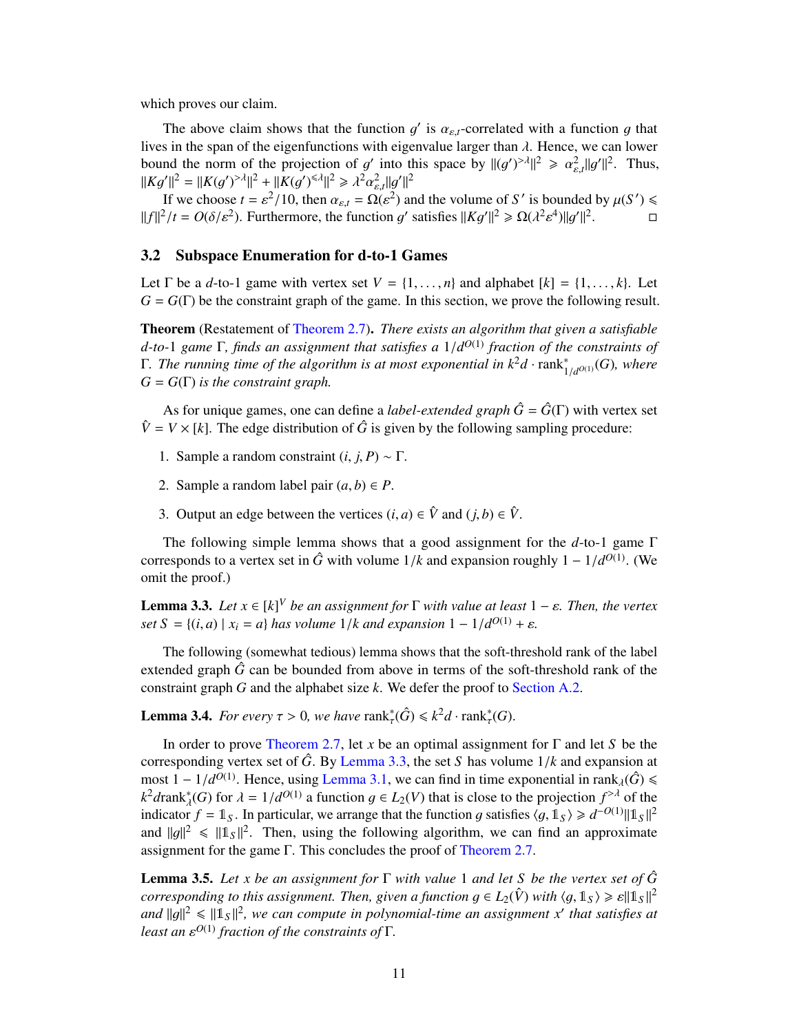which proves our claim.

The above claim shows that the function $g'$ is $\alpha_{\varepsilon,t}$-correlated with a function $g$ that lives in the span of the eigenfunctions with eigenvalue larger than $\lambda$. Hence, we can lower bound the norm of the projection of $g'$ into this space by $\|(g')^{>\lambda}\|^2 \geqslant \alpha_{\varepsilon,t}^2 \|g'\|^2$. Thus, $\|Kg'\|^2 = \|K(g')^{>\lambda}\|^2 + \|K(g')^{\leqslant\lambda}\|^2 \geqslant \lambda^2 \alpha_{\varepsilon,t}^2 \|g'\|^2$

If we choose $t = \varepsilon^2/10$, then $\alpha_{\varepsilon,t} = \Omega(\varepsilon^2)$ and the volume of $S'$ is bounded by $\mu(S') \leqslant \|f\|^2/t = O(\delta/\varepsilon^2)$. Furthermore, the function $g'$ satisfies $\|Kg'\|^2 \geqslant \Omega(\lambda^2\varepsilon^4)\|g'\|^2$. □

## 3.2 Subspace Enumeration for d-to-1 Games

Let $\Gamma$ be a $d$-to-1 game with vertex set $V = \{1, \ldots, n\}$ and alphabet $[k] = \{1, \ldots, k\}$. Let $G = G(\Gamma)$ be the constraint graph of the game. In this section, we prove the following result.

**Theorem** (Restatement of Theorem 2.7). *There exists an algorithm that given a satisfiable $d$-to-1 game $\Gamma$, finds an assignment that satisfies a $1/d^{O(1)}$ fraction of the constraints of $\Gamma$. The running time of the algorithm is at most exponential in $k^2 d \cdot \mathrm{rank}^*_{1/d^{O(1)}}(G)$, where $G = G(\Gamma)$ is the constraint graph.*

As for unique games, one can define a *label-extended graph* $\hat{G} = \hat{G}(\Gamma)$ with vertex set $\hat{V} = V \times [k]$. The edge distribution of $\hat{G}$ is given by the following sampling procedure:

1. Sample a random constraint $(i, j, P) \sim \Gamma$.
2. Sample a random label pair $(a, b) \in P$.
3. Output an edge between the vertices $(i, a) \in \hat{V}$ and $(j, b) \in \hat{V}$.

The following simple lemma shows that a good assignment for the $d$-to-1 game $\Gamma$ corresponds to a vertex set in $\hat{G}$ with volume $1/k$ and expansion roughly $1 - 1/d^{O(1)}$. (We omit the proof.)

**Lemma 3.3.** *Let $x \in [k]^V$ be an assignment for $\Gamma$ with value at least $1 - \varepsilon$. Then, the vertex set $S = \{(i, a) \mid x_i = a\}$ has volume $1/k$ and expansion $1 - 1/d^{O(1)} + \varepsilon$.*

The following (somewhat tedious) lemma shows that the soft-threshold rank of the label extended graph $\hat{G}$ can be bounded from above in terms of the soft-threshold rank of the constraint graph $G$ and the alphabet size $k$. We defer the proof to Section A.2.

**Lemma 3.4.** *For every $\tau > 0$, we have $\mathrm{rank}^*_\tau(\hat{G}) \leqslant k^2 d \cdot \mathrm{rank}^*_\tau(G)$.*

In order to prove Theorem 2.7, let $x$ be an optimal assignment for $\Gamma$ and let $S$ be the corresponding vertex set of $\hat{G}$. By Lemma 3.3, the set $S$ has volume $1/k$ and expansion at most $1 - 1/d^{O(1)}$. Hence, using Lemma 3.1, we can find in time exponential in $\mathrm{rank}_\lambda(\hat{G}) \leqslant k^2 d\mathrm{rank}^*_\lambda(G)$ for $\lambda = 1/d^{O(1)}$ a function $g \in L_2(V)$ that is close to the projection $f^{>\lambda}$ of the indicator $f = \mathbb{1}_S$. In particular, we arrange that the function $g$ satisfies $\langle g, \mathbb{1}_S \rangle \geqslant d^{-O(1)} \|\mathbb{1}_S\|^2$ and $\|g\|^2 \leqslant \|\mathbb{1}_S\|^2$. Then, using the following algorithm, we can find an approximate assignment for the game $\Gamma$. This concludes the proof of Theorem 2.7.

**Lemma 3.5.** *Let $x$ be an assignment for $\Gamma$ with value 1 and let $S$ be the vertex set of $\hat{G}$ corresponding to this assignment. Then, given a function $g \in L_2(\hat{V})$ with $\langle g, \mathbb{1}_S \rangle \geqslant \varepsilon \|\mathbb{1}_S\|^2$ and $\|g\|^2 \leqslant \|\mathbb{1}_S\|^2$, we can compute in polynomial-time an assignment $x'$ that satisfies at least an $\varepsilon^{O(1)}$ fraction of the constraints of $\Gamma$.*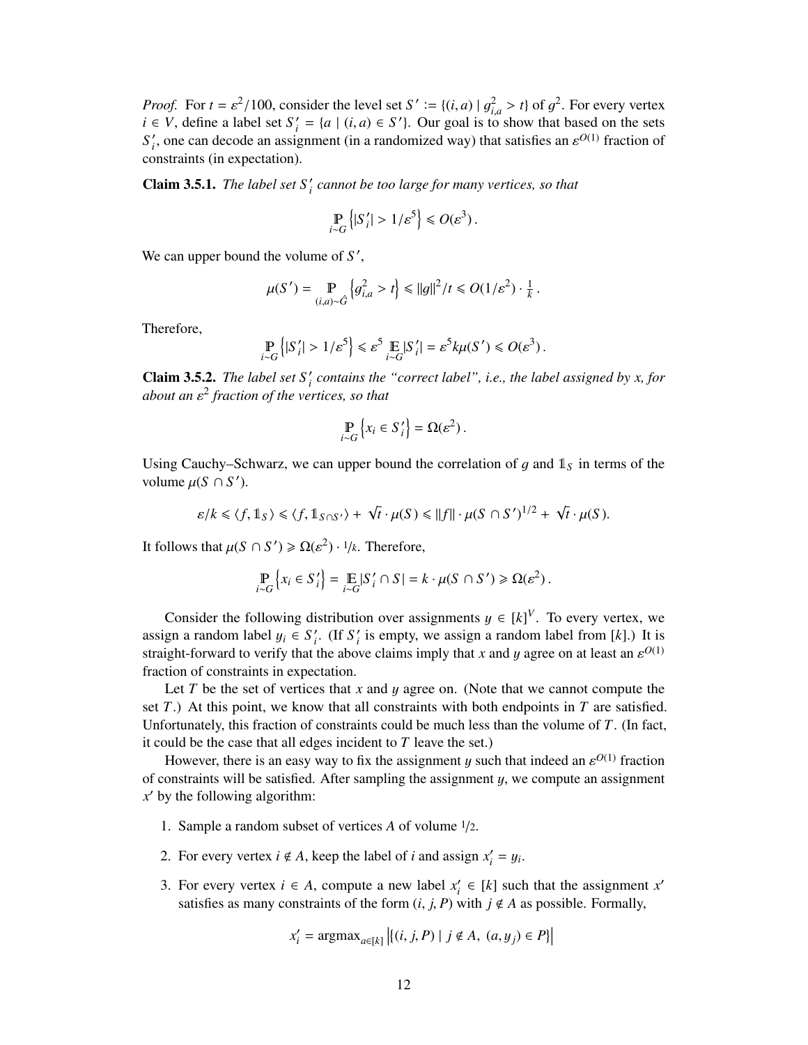*Proof.* For $t = \varepsilon^2/100$, consider the level set $S' := \{(i,a) \mid g_{i,a}^2 > t\}$ of $g^2$. For every vertex $i \in V$, define a label set $S_i' = \{a \mid (i,a) \in S'\}$. Our goal is to show that based on the sets $S_i'$, one can decode an assignment (in a randomized way) that satisfies an $\varepsilon^{O(1)}$ fraction of constraints (in expectation).

**Claim 3.5.1.** *The label set $S_i'$ cannot be too large for many vertices, so that*

$$\mathop{\mathbb{P}}_{i \sim G}\left\{|S_i'| > 1/\varepsilon^5\right\} \leqslant O(\varepsilon^3)\,.$$

We can upper bound the volume of $S'$,

$$\mu(S') = \mathop{\mathbb{P}}_{(i,a)\sim \hat{G}}\left\{g_{i,a}^2 > t\right\} \leqslant \|g\|^2/t \leqslant O(1/\varepsilon^2) \cdot \tfrac{1}{k}\,.$$

Therefore,

$$\mathop{\mathbb{P}}_{i \sim G}\left\{|S_i'| > 1/\varepsilon^5\right\} \leqslant \varepsilon^5 \mathop{\mathbb{E}}_{i \sim G}|S_i'| = \varepsilon^5 k \mu(S') \leqslant O(\varepsilon^3)\,.$$

**Claim 3.5.2.** *The label set $S_i'$ contains the "correct label", i.e., the label assigned by $x$, for about an $\varepsilon^2$ fraction of the vertices, so that*

$$\mathop{\mathbb{P}}_{i \sim G}\left\{x_i \in S_i'\right\} = \Omega(\varepsilon^2)\,.$$

Using Cauchy–Schwarz, we can upper bound the correlation of $g$ and $\mathbb{1}_S$ in terms of the volume $\mu(S \cap S')$.

$$\varepsilon/k \leqslant \langle f, \mathbb{1}_S\rangle \leqslant \langle f, \mathbb{1}_{S\cap S'}\rangle + \sqrt{t}\cdot \mu(S) \leqslant \|f\| \cdot \mu(S\cap S')^{1/2} + \sqrt{t}\cdot\mu(S).$$

It follows that $\mu(S \cap S') \geqslant \Omega(\varepsilon^2)\cdot 1/k$. Therefore,

$$\mathop{\mathbb{P}}_{i \sim G}\left\{x_i \in S_i'\right\} = \mathop{\mathbb{E}}_{i\sim G}|S_i' \cap S| = k \cdot \mu(S \cap S') \geqslant \Omega(\varepsilon^2)\,.$$

Consider the following distribution over assignments $y \in [k]^V$. To every vertex, we assign a random label $y_i \in S_i'$. (If $S_i'$ is empty, we assign a random label from $[k]$.) It is straight-forward to verify that the above claims imply that $x$ and $y$ agree on at least an $\varepsilon^{O(1)}$ fraction of constraints in expectation.

Let $T$ be the set of vertices that $x$ and $y$ agree on. (Note that we cannot compute the set $T$.) At this point, we know that all constraints with both endpoints in $T$ are satisfied. Unfortunately, this fraction of constraints could be much less than the volume of $T$. (In fact, it could be the case that all edges incident to $T$ leave the set.)

However, there is an easy way to fix the assignment $y$ such that indeed an $\varepsilon^{O(1)}$ fraction of constraints will be satisfied. After sampling the assignment $y$, we compute an assignment $x'$ by the following algorithm:

1. Sample a random subset of vertices $A$ of volume $1/2$.
2. For every vertex $i \notin A$, keep the label of $i$ and assign $x_i' = y_i$.
3. For every vertex $i \in A$, compute a new label $x_i' \in [k]$ such that the assignment $x'$ satisfies as many constraints of the form $(i, j, P)$ with $j \notin A$ as possible. Formally,

$$x_i' = \operatorname{argmax}_{a\in[k]} \left|\{(i,j,P) \mid j \notin A,\ (a, y_j) \in P\}\right|$$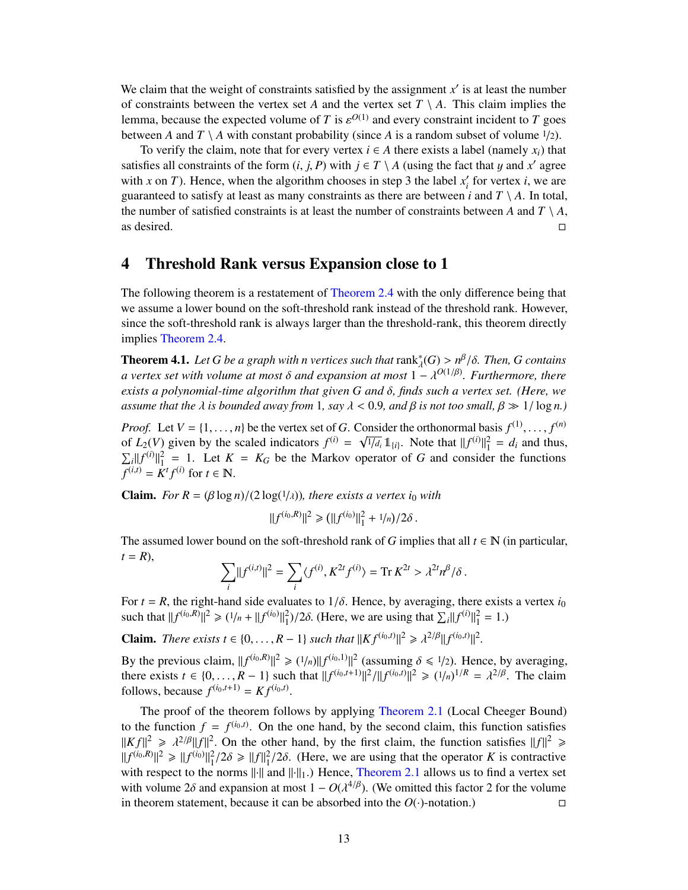We claim that the weight of constraints satisfied by the assignment $x'$ is at least the number of constraints between the vertex set $A$ and the vertex set $T \setminus A$. This claim implies the lemma, because the expected volume of $T$ is $\varepsilon^{O(1)}$ and every constraint incident to $T$ goes between $A$ and $T \setminus A$ with constant probability (since $A$ is a random subset of volume $1/2$).

To verify the claim, note that for every vertex $i \in A$ there exists a label (namely $x_i$) that satisfies all constraints of the form $(i, j, P)$ with $j \in T \setminus A$ (using the fact that $y$ and $x'$ agree with $x$ on $T$). Hence, when the algorithm chooses in step 3 the label $x'_i$ for vertex $i$, we are guaranteed to satisfy at least as many constraints as there are between $i$ and $T \setminus A$. In total, the number of satisfied constraints is at least the number of constraints between $A$ and $T \setminus A$, as desired. □

# 4 Threshold Rank versus Expansion close to 1

The following theorem is a restatement of Theorem 2.4 with the only difference being that we assume a lower bound on the soft-threshold rank instead of the threshold rank. However, since the soft-threshold rank is always larger than the threshold-rank, this theorem directly implies Theorem 2.4.

**Theorem 4.1.** *Let $G$ be a graph with $n$ vertices such that $\operatorname{rank}^*_\lambda(G) > n^\beta/\delta$. Then, $G$ contains a vertex set with volume at most $\delta$ and expansion at most $1 - \lambda^{O(1/\beta)}$. Furthermore, there exists a polynomial-time algorithm that given $G$ and $\delta$, finds such a vertex set. (Here, we assume that the $\lambda$ is bounded away from 1, say $\lambda < 0.9$, and $\beta$ is not too small, $\beta \gg 1/\log n$.)*

*Proof.* Let $V = \{1, \ldots, n\}$ be the vertex set of $G$. Consider the orthonormal basis $f^{(1)}, \ldots, f^{(n)}$ of $L_2(V)$ given by the scaled indicators $f^{(i)} = \sqrt{1/d_i}\,\mathbb{1}_{\{i\}}$. Note that $\|f^{(i)}\|_1^2 = d_i$ and thus, $\sum_i \|f^{(i)}\|_1^2 = 1$. Let $K = K_G$ be the Markov operator of $G$ and consider the functions $f^{(i,t)} = K^t f^{(i)}$ for $t \in \mathbb{N}$.

**Claim.** *For $R = (\beta \log n)/(2 \log(1/\lambda))$, there exists a vertex $i_0$ with*

$$\|f^{(i_0,R)}\|^2 \geqslant (\|f^{(i_0)}\|_1^2 + 1/n)/2\delta\,.$$

The assumed lower bound on the soft-threshold rank of $G$ implies that all $t \in \mathbb{N}$ (in particular, $t = R$),

$$\sum_i \|f^{(i,t)}\|^2 = \sum_i \langle f^{(i)}, K^{2t} f^{(i)} \rangle = \operatorname{Tr} K^{2t} > \lambda^{2t} n^\beta/\delta\,.$$

For $t = R$, the right-hand side evaluates to $1/\delta$. Hence, by averaging, there exists a vertex $i_0$ such that $\|f^{(i_0,R)}\|^2 \geqslant (1/n + \|f^{(i_0)}\|_1^2)/2\delta$. (Here, we are using that $\sum_i \|f^{(i)}\|_1^2 = 1$.)

**Claim.** *There exists $t \in \{0, \ldots, R-1\}$ such that $\|K f^{(i_0,t)}\|^2 \geqslant \lambda^{2/\beta} \|f^{(i_0,t)}\|^2$.*

By the previous claim, $\|f^{(i_0,R)}\|^2 \geqslant (1/n)\|f^{(i_0,1)}\|^2$ (assuming $\delta \leqslant 1/2$). Hence, by averaging, there exists $t \in \{0, \ldots, R-1\}$ such that $\|f^{(i_0,t+1)}\|^2/\|f^{(i_0,t)}\|^2 \geqslant (1/n)^{1/R} = \lambda^{2/\beta}$. The claim follows, because $f^{(i_0,t+1)} = K f^{(i_0,t)}$.

The proof of the theorem follows by applying Theorem 2.1 (Local Cheeger Bound) to the function $f = f^{(i_0,t)}$. On the one hand, by the second claim, this function satisfies $\|Kf\|^2 \geqslant \lambda^{2/\beta}\|f\|^2$. On the other hand, by the first claim, the function satisfies $\|f\|^2 \geqslant \|f^{(i_0,R)}\|^2 \geqslant \|f^{(i_0)}\|_1^2/2\delta \geqslant \|f\|_1^2/2\delta$. (Here, we are using that the operator $K$ is contractive with respect to the norms $\|\cdot\|$ and $\|\cdot\|_1$.) Hence, Theorem 2.1 allows us to find a vertex set with volume $2\delta$ and expansion at most $1 - O(\lambda^{4/\beta})$. (We omitted this factor 2 for the volume in theorem statement, because it can be absorbed into the $O(\cdot)$-notation.) □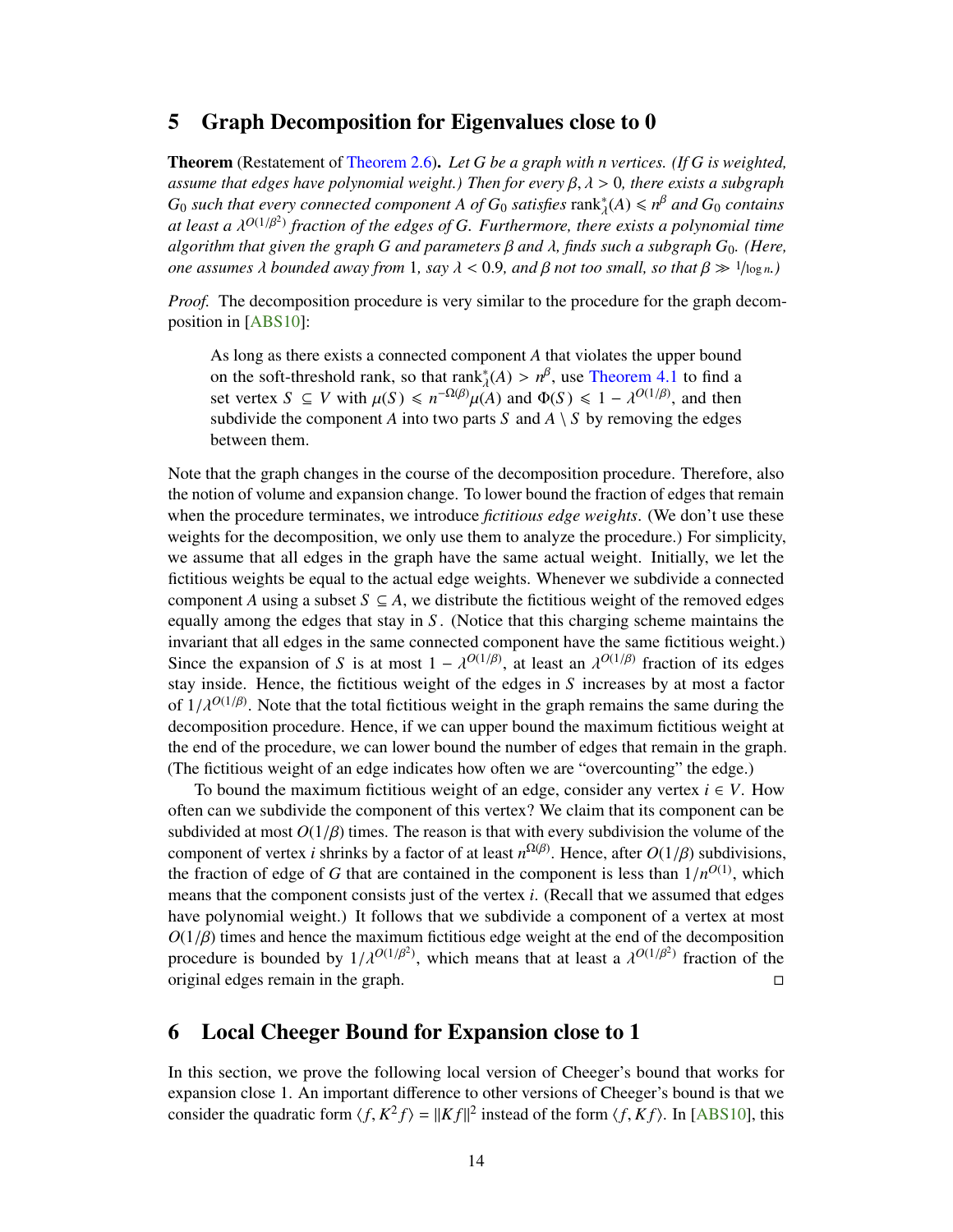## 5 Graph Decomposition for Eigenvalues close to 0

**Theorem** (Restatement of Theorem 2.6)**.** *Let $G$ be a graph with $n$ vertices. (If $G$ is weighted, assume that edges have polynomial weight.) Then for every $\beta, \lambda > 0$, there exists a subgraph $G_0$ such that every connected component $A$ of $G_0$ satisfies $\operatorname{rank}^*_\lambda(A) \leqslant n^\beta$ and $G_0$ contains at least a $\lambda^{O(1/\beta^2)}$ fraction of the edges of $G$. Furthermore, there exists a polynomial time algorithm that given the graph $G$ and parameters $\beta$ and $\lambda$, finds such a subgraph $G_0$. (Here, one assumes $\lambda$ bounded away from 1, say $\lambda < 0.9$, and $\beta$ not too small, so that $\beta \gg 1/\log n$.)*

*Proof.* The decomposition procedure is very similar to the procedure for the graph decomposition in [ABS10]:

> As long as there exists a connected component $A$ that violates the upper bound on the soft-threshold rank, so that $\operatorname{rank}^*_\lambda(A) > n^\beta$, use Theorem 4.1 to find a set vertex $S \subseteq V$ with $\mu(S) \leqslant n^{-\Omega(\beta)}\mu(A)$ and $\Phi(S) \leqslant 1 - \lambda^{O(1/\beta)}$, and then subdivide the component $A$ into two parts $S$ and $A \setminus S$ by removing the edges between them.

Note that the graph changes in the course of the decomposition procedure. Therefore, also the notion of volume and expansion change. To lower bound the fraction of edges that remain when the procedure terminates, we introduce *fictitious edge weights*. (We don't use these weights for the decomposition, we only use them to analyze the procedure.) For simplicity, we assume that all edges in the graph have the same actual weight. Initially, we let the fictitious weights be equal to the actual edge weights. Whenever we subdivide a connected component $A$ using a subset $S \subseteq A$, we distribute the fictitious weight of the removed edges equally among the edges that stay in $S$. (Notice that this charging scheme maintains the invariant that all edges in the same connected component have the same fictitious weight.) Since the expansion of $S$ is at most $1 - \lambda^{O(1/\beta)}$, at least an $\lambda^{O(1/\beta)}$ fraction of its edges stay inside. Hence, the fictitious weight of the edges in $S$ increases by at most a factor of $1/\lambda^{O(1/\beta)}$. Note that the total fictitious weight in the graph remains the same during the decomposition procedure. Hence, if we can upper bound the maximum fictitious weight at the end of the procedure, we can lower bound the number of edges that remain in the graph. (The fictitious weight of an edge indicates how often we are "overcounting" the edge.)

To bound the maximum fictitious weight of an edge, consider any vertex $i \in V$. How often can we subdivide the component of this vertex? We claim that its component can be subdivided at most $O(1/\beta)$ times. The reason is that with every subdivision the volume of the component of vertex $i$ shrinks by a factor of at least $n^{\Omega(\beta)}$. Hence, after $O(1/\beta)$ subdivisions, the fraction of edge of $G$ that are contained in the component is less than $1/n^{O(1)}$, which means that the component consists just of the vertex $i$. (Recall that we assumed that edges have polynomial weight.) It follows that we subdivide a component of a vertex at most $O(1/\beta)$ times and hence the maximum fictitious edge weight at the end of the decomposition procedure is bounded by $1/\lambda^{O(1/\beta^2)}$, which means that at least a $\lambda^{O(1/\beta^2)}$ fraction of the original edges remain in the graph. ◻

## 6 Local Cheeger Bound for Expansion close to 1

In this section, we prove the following local version of Cheeger's bound that works for expansion close 1. An important difference to other versions of Cheeger's bound is that we consider the quadratic form $\langle f, K^2 f\rangle = \|Kf\|^2$ instead of the form $\langle f, Kf\rangle$. In [ABS10], this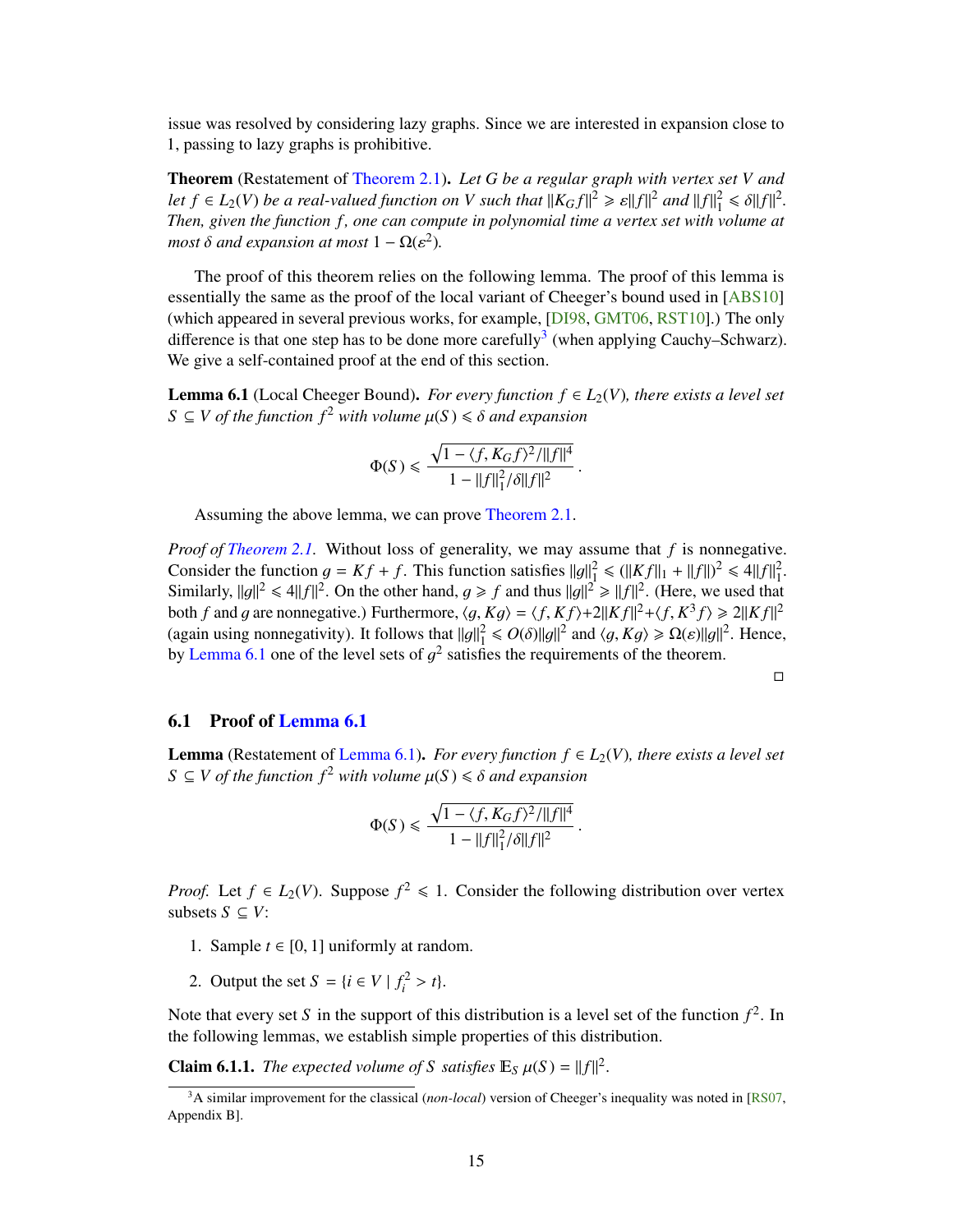issue was resolved by considering lazy graphs. Since we are interested in expansion close to 1, passing to lazy graphs is prohibitive.

**Theorem** (Restatement of Theorem 2.1)**.** *Let $G$ be a regular graph with vertex set $V$ and let $f \in L_2(V)$ be a real-valued function on $V$ such that $\|K_G f\|^2 \geqslant \varepsilon \|f\|^2$ and $\|f\|_1^2 \leqslant \delta \|f\|^2$. Then, given the function $f$, one can compute in polynomial time a vertex set with volume at most $\delta$ and expansion at most $1 - \Omega(\varepsilon^2)$.*

The proof of this theorem relies on the following lemma. The proof of this lemma is essentially the same as the proof of the local variant of Cheeger's bound used in [ABS10] (which appeared in several previous works, for example, [DI98, GMT06, RST10].) The only difference is that one step has to be done more carefully[3] (when applying Cauchy–Schwarz). We give a self-contained proof at the end of this section.

**Lemma 6.1** (Local Cheeger Bound)**.** *For every function $f \in L_2(V)$, there exists a level set $S \subseteq V$ of the function $f^2$ with volume $\mu(S) \leqslant \delta$ and expansion*

$$\Phi(S) \leqslant \frac{\sqrt{1 - \langle f, K_G f\rangle^2 / \|f\|^4}}{1 - \|f\|_1^2/\delta \|f\|^2}.$$

Assuming the above lemma, we can prove Theorem 2.1.

*Proof of Theorem 2.1.* Without loss of generality, we may assume that $f$ is nonnegative. Consider the function $g = Kf + f$. This function satisfies $\|g\|_1^2 \leqslant (\|Kf\|_1 + \|f\|)^2 \leqslant 4\|f\|_1^2$. Similarly, $\|g\|^2 \leqslant 4\|f\|^2$. On the other hand, $g \geqslant f$ and thus $\|g\|^2 \geqslant \|f\|^2$. (Here, we used that both $f$ and $g$ are nonnegative.) Furthermore, $\langle g, Kg\rangle = \langle f, Kf\rangle + 2\|Kf\|^2 + \langle f, K^3 f\rangle \geqslant 2\|Kf\|^2$ (again using nonnegativity). It follows that $\|g\|_1^2 \leqslant O(\delta)\|g\|^2$ and $\langle g, Kg\rangle \geqslant \Omega(\varepsilon)\|g\|^2$. Hence, by Lemma 6.1 one of the level sets of $g^2$ satisfies the requirements of the theorem. □

## 6.1 Proof of Lemma 6.1

**Lemma** (Restatement of Lemma 6.1)**.** *For every function $f \in L_2(V)$, there exists a level set $S \subseteq V$ of the function $f^2$ with volume $\mu(S) \leqslant \delta$ and expansion*

$$\Phi(S) \leqslant \frac{\sqrt{1 - \langle f, K_G f\rangle^2 / \|f\|^4}}{1 - \|f\|_1^2/\delta \|f\|^2}.$$

*Proof.* Let $f \in L_2(V)$. Suppose $f^2 \leqslant 1$. Consider the following distribution over vertex subsets $S \subseteq V$:

1. Sample $t \in [0, 1]$ uniformly at random.
2. Output the set $S = \{i \in V \mid f_i^2 > t\}$.

Note that every set $S$ in the support of this distribution is a level set of the function $f^2$. In the following lemmas, we establish simple properties of this distribution.

**Claim 6.1.1.** *The expected volume of $S$ satisfies $\mathbb{E}_S\, \mu(S) = \|f\|^2$.*

[3] A similar improvement for the classical (*non-local*) version of Cheeger's inequality was noted in [RS07, Appendix B].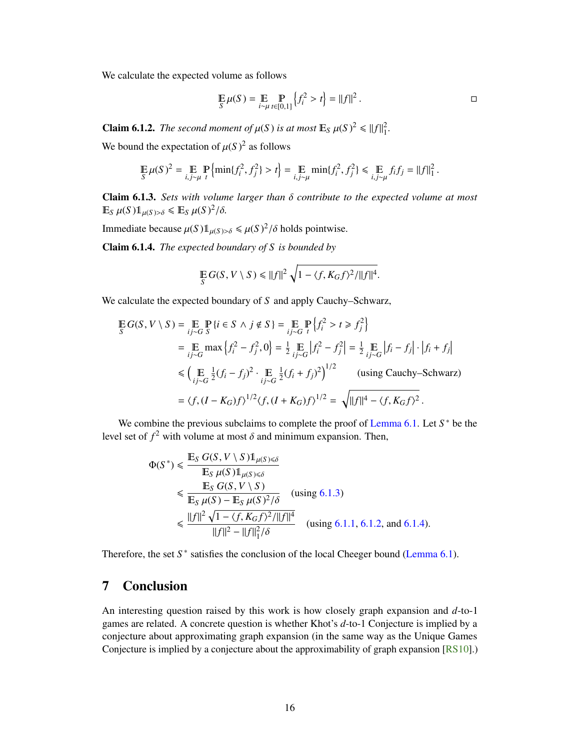We calculate the expected volume as follows

$$\mathop{\mathbb{E}}_{S} \mu(S) = \mathop{\mathbb{E}}_{i \sim \mu} \mathop{\mathbb{P}}_{t \in [0,1]} \left\{ f_i^2 > t \right\} = \|f\|^2 . \qquad \square$$

**Claim 6.1.2.** *The second moment of $\mu(S)$ is at most $\mathbb{E}_S \mu(S)^2 \leqslant \|f\|_1^2$.*

We bound the expectation of $\mu(S)^2$ as follows

$$\mathop{\mathbb{E}}_{S} \mu(S)^2 = \mathop{\mathbb{E}}_{i,j \sim \mu} \mathop{\mathbb{P}}_{t} \left\{ \min\{f_i^2, f_j^2\} > t \right\} = \mathop{\mathbb{E}}_{i,j \sim \mu} \min\{f_i^2, f_j^2\} \leqslant \mathop{\mathbb{E}}_{i,j \sim \mu} f_i f_j = \|f\|_1^2 .$$

**Claim 6.1.3.** *Sets with volume larger than $\delta$ contribute to the expected volume at most $\mathbb{E}_S \mu(S) \mathbb{1}_{\mu(S) > \delta} \leqslant \mathbb{E}_S \mu(S)^2 / \delta$.*

Immediate because $\mu(S) \mathbb{1}_{\mu(S) > \delta} \leqslant \mu(S)^2 / \delta$ holds pointwise.

**Claim 6.1.4.** *The expected boundary of $S$ is bounded by*

$$\mathop{\mathbb{E}}_{S} G(S, V \setminus S) \leqslant \|f\|^2 \sqrt{1 - \langle f, K_G f \rangle^2 / \|f\|^4}.$$

We calculate the expected boundary of $S$ and apply Cauchy–Schwarz,

$$\begin{aligned}
\mathop{\mathbb{E}}_{S} G(S, V \setminus S) &= \mathop{\mathbb{E}}_{ij \sim G} \mathop{\mathbb{P}}_{S} \{ i \in S \wedge j \notin S \} = \mathop{\mathbb{E}}_{ij \sim G} \mathop{\mathbb{P}}_{t} \left\{ f_i^2 > t \geqslant f_j^2 \right\} \\
&= \mathop{\mathbb{E}}_{ij \sim G} \max \left\{ f_i^2 - f_j^2, 0 \right\} = \tfrac{1}{2} \mathop{\mathbb{E}}_{ij \sim G} \left| f_i^2 - f_j^2 \right| = \tfrac{1}{2} \mathop{\mathbb{E}}_{ij \sim G} \left| f_i - f_j \right| \cdot \left| f_i + f_j \right| \\
&\leqslant \Big( \mathop{\mathbb{E}}_{ij \sim G} \tfrac{1}{2} (f_i - f_j)^2 \cdot \mathop{\mathbb{E}}_{ij \sim G} \tfrac{1}{2} (f_i + f_j)^2 \Big)^{1/2} \qquad \text{(using Cauchy–Schwarz)} \\
&= \langle f, (I - K_G) f \rangle^{1/2} \langle f, (I + K_G) f \rangle^{1/2} = \sqrt{\|f\|^4 - \langle f, K_G f \rangle^2} .
\end{aligned}$$

We combine the previous subclaims to complete the proof of Lemma 6.1. Let $S^*$ be the level set of $f^2$ with volume at most $\delta$ and minimum expansion. Then,

$$\begin{aligned}
\Phi(S^*) &\leqslant \frac{\mathbb{E}_S G(S, V \setminus S) \mathbb{1}_{\mu(S) \leqslant \delta}}{\mathbb{E}_S \mu(S) \mathbb{1}_{\mu(S) \leqslant \delta}} \\
&\leqslant \frac{\mathbb{E}_S G(S, V \setminus S)}{\mathbb{E}_S \mu(S) - \mathbb{E}_S \mu(S)^2 / \delta} \qquad \text{(using 6.1.3)} \\
&\leqslant \frac{\|f\|^2 \sqrt{1 - \langle f, K_G f \rangle^2 / \|f\|^4}}{\|f\|^2 - \|f\|_1^2 / \delta} \qquad \text{(using 6.1.1, 6.1.2, and 6.1.4).}
\end{aligned}$$

Therefore, the set $S^*$ satisfies the conclusion of the local Cheeger bound (Lemma 6.1).

# 7 Conclusion

An interesting question raised by this work is how closely graph expansion and $d$-to-1 games are related. A concrete question is whether Khot's $d$-to-1 Conjecture is implied by a conjecture about approximating graph expansion (in the same way as the Unique Games Conjecture is implied by a conjecture about the approximability of graph expansion [RS10].)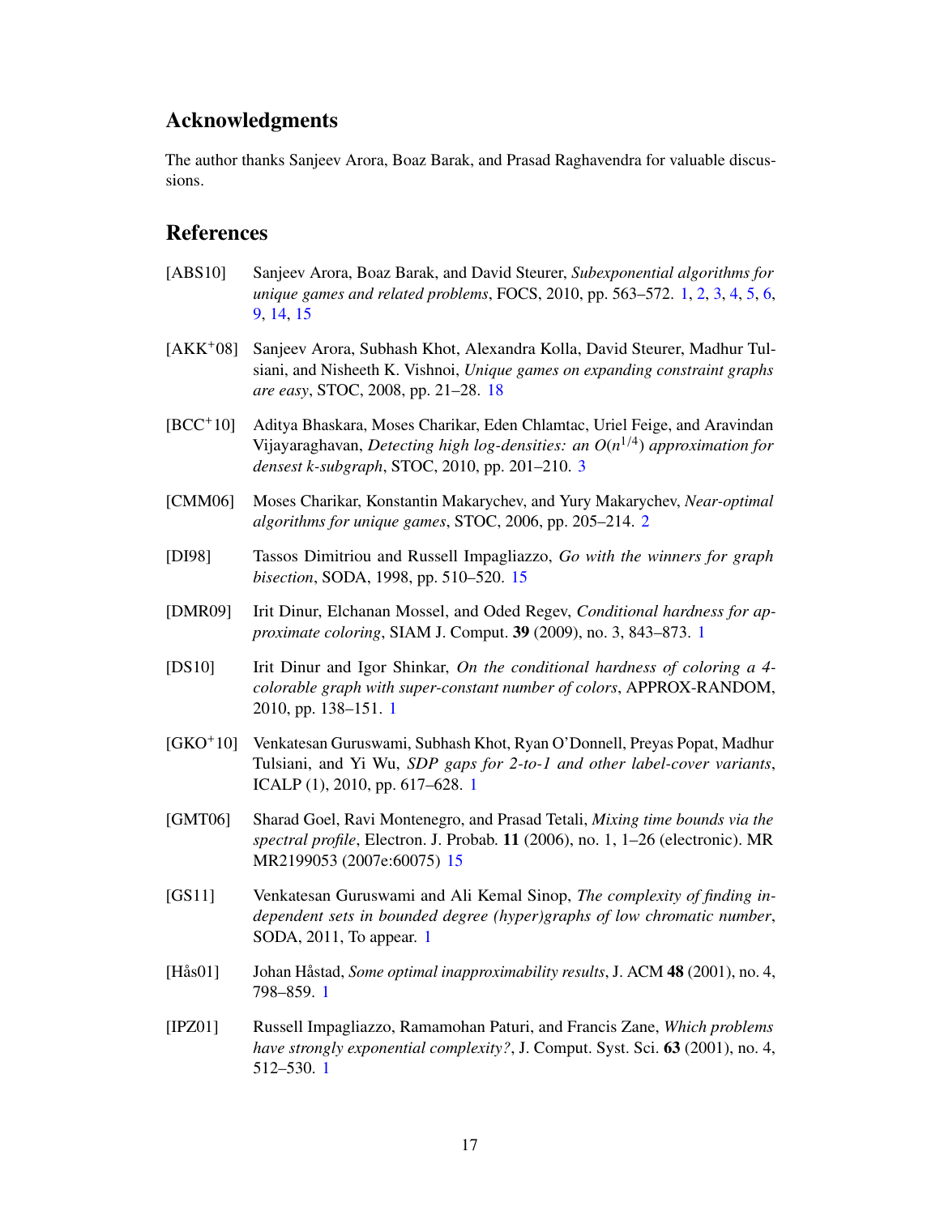## Acknowledgments

The author thanks Sanjeev Arora, Boaz Barak, and Prasad Raghavendra for valuable discussions.

## References

[ABS10] Sanjeev Arora, Boaz Barak, and David Steurer, *Subexponential algorithms for unique games and related problems*, FOCS, 2010, pp. 563–572. 1, 2, 3, 4, 5, 6, 9, 14, 15

[AKK+08] Sanjeev Arora, Subhash Khot, Alexandra Kolla, David Steurer, Madhur Tulsiani, and Nisheeth K. Vishnoi, *Unique games on expanding constraint graphs are easy*, STOC, 2008, pp. 21–28. 18

[BCC+10] Aditya Bhaskara, Moses Charikar, Eden Chlamtac, Uriel Feige, and Aravindan Vijayaraghavan, *Detecting high log-densities: an $O(n^{1/4})$ approximation for densest k-subgraph*, STOC, 2010, pp. 201–210. 3

[CMM06] Moses Charikar, Konstantin Makarychev, and Yury Makarychev, *Near-optimal algorithms for unique games*, STOC, 2006, pp. 205–214. 2

[DI98] Tassos Dimitriou and Russell Impagliazzo, *Go with the winners for graph bisection*, SODA, 1998, pp. 510–520. 15

[DMR09] Irit Dinur, Elchanan Mossel, and Oded Regev, *Conditional hardness for approximate coloring*, SIAM J. Comput. **39** (2009), no. 3, 843–873. 1

[DS10] Irit Dinur and Igor Shinkar, *On the conditional hardness of coloring a 4-colorable graph with super-constant number of colors*, APPROX-RANDOM, 2010, pp. 138–151. 1

[GKO+10] Venkatesan Guruswami, Subhash Khot, Ryan O'Donnell, Preyas Popat, Madhur Tulsiani, and Yi Wu, *SDP gaps for 2-to-1 and other label-cover variants*, ICALP (1), 2010, pp. 617–628. 1

[GMT06] Sharad Goel, Ravi Montenegro, and Prasad Tetali, *Mixing time bounds via the spectral profile*, Electron. J. Probab. **11** (2006), no. 1, 1–26 (electronic). MR MR2199053 (2007e:60075) 15

[GS11] Venkatesan Guruswami and Ali Kemal Sinop, *The complexity of finding independent sets in bounded degree (hyper)graphs of low chromatic number*, SODA, 2011, To appear. 1

[Hås01] Johan Håstad, *Some optimal inapproximability results*, J. ACM **48** (2001), no. 4, 798–859. 1

[IPZ01] Russell Impagliazzo, Ramamohan Paturi, and Francis Zane, *Which problems have strongly exponential complexity?*, J. Comput. Syst. Sci. **63** (2001), no. 4, 512–530. 1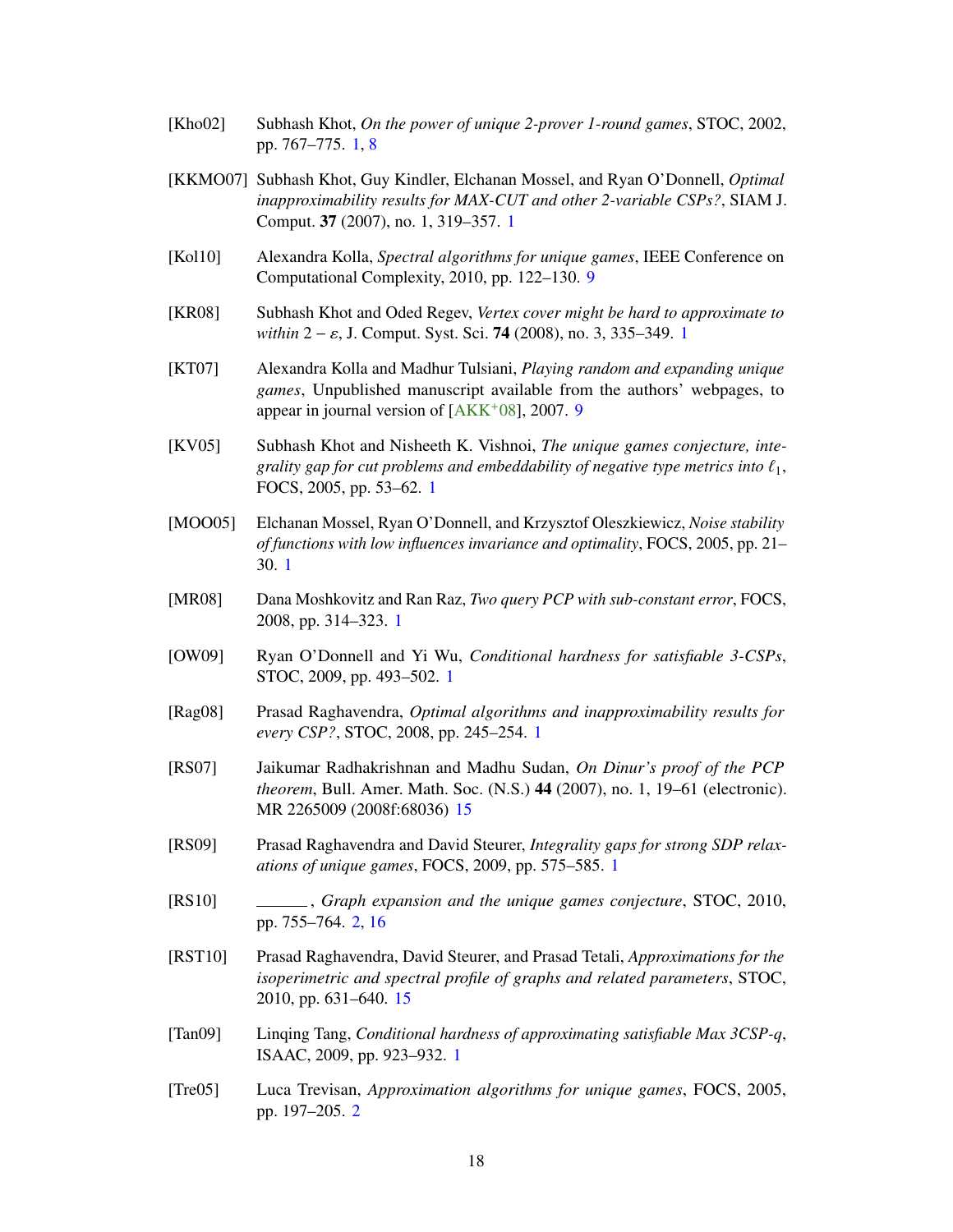[Kho02] Subhash Khot, *On the power of unique 2-prover 1-round games*, STOC, 2002, pp. 767–775. 1, 8

[KKMO07] Subhash Khot, Guy Kindler, Elchanan Mossel, and Ryan O'Donnell, *Optimal inapproximability results for MAX-CUT and other 2-variable CSPs?*, SIAM J. Comput. **37** (2007), no. 1, 319–357. 1

[Kol10] Alexandra Kolla, *Spectral algorithms for unique games*, IEEE Conference on Computational Complexity, 2010, pp. 122–130. 9

[KR08] Subhash Khot and Oded Regev, *Vertex cover might be hard to approximate to within $2 - \varepsilon$*, J. Comput. Syst. Sci. **74** (2008), no. 3, 335–349. 1

[KT07] Alexandra Kolla and Madhur Tulsiani, *Playing random and expanding unique games*, Unpublished manuscript available from the authors' webpages, to appear in journal version of [AKK+08], 2007. 9

[KV05] Subhash Khot and Nisheeth K. Vishnoi, *The unique games conjecture, integrality gap for cut problems and embeddability of negative type metrics into $\ell_1$*, FOCS, 2005, pp. 53–62. 1

[MOO05] Elchanan Mossel, Ryan O'Donnell, and Krzysztof Oleszkiewicz, *Noise stability of functions with low influences invariance and optimality*, FOCS, 2005, pp. 21–30. 1

[MR08] Dana Moshkovitz and Ran Raz, *Two query PCP with sub-constant error*, FOCS, 2008, pp. 314–323. 1

[OW09] Ryan O'Donnell and Yi Wu, *Conditional hardness for satisfiable 3-CSPs*, STOC, 2009, pp. 493–502. 1

[Rag08] Prasad Raghavendra, *Optimal algorithms and inapproximability results for every CSP?*, STOC, 2008, pp. 245–254. 1

[RS07] Jaikumar Radhakrishnan and Madhu Sudan, *On Dinur's proof of the PCP theorem*, Bull. Amer. Math. Soc. (N.S.) **44** (2007), no. 1, 19–61 (electronic). MR 2265009 (2008f:68036) 15

[RS09] Prasad Raghavendra and David Steurer, *Integrality gaps for strong SDP relaxations of unique games*, FOCS, 2009, pp. 575–585. 1

[RS10] ______, *Graph expansion and the unique games conjecture*, STOC, 2010, pp. 755–764. 2, 16

[RST10] Prasad Raghavendra, David Steurer, and Prasad Tetali, *Approximations for the isoperimetric and spectral profile of graphs and related parameters*, STOC, 2010, pp. 631–640. 15

[Tan09] Linqing Tang, *Conditional hardness of approximating satisfiable Max 3CSP-q*, ISAAC, 2009, pp. 923–932. 1

[Tre05] Luca Trevisan, *Approximation algorithms for unique games*, FOCS, 2005, pp. 197–205. 2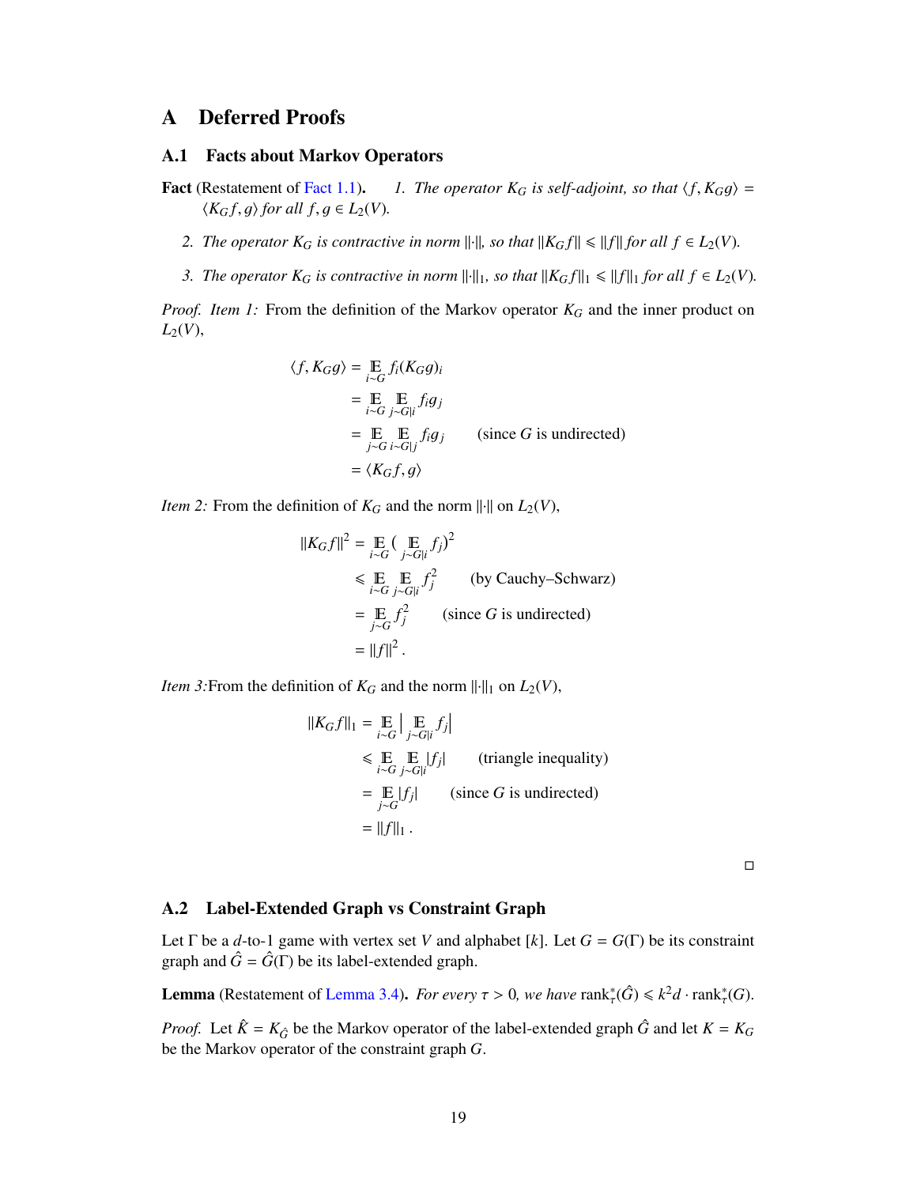# A Deferred Proofs

## A.1 Facts about Markov Operators

**Fact** (Restatement of Fact 1.1). *1. The operator $K_G$ is self-adjoint, so that $\langle f, K_G g\rangle = \langle K_G f, g\rangle$ for all $f, g \in L_2(V)$.*

*2. The operator $K_G$ is contractive in norm $\|\cdot\|$, so that $\|K_G f\| \leqslant \|f\|$ for all $f \in L_2(V)$.*

*3. The operator $K_G$ is contractive in norm $\|\cdot\|_1$, so that $\|K_G f\|_1 \leqslant \|f\|_1$ for all $f \in L_2(V)$.*

*Proof. Item 1:* From the definition of the Markov operator $K_G$ and the inner product on $L_2(V)$,

$$
\begin{aligned}
\langle f, K_G g\rangle &= \mathop{\mathbb{E}}_{i\sim G} f_i (K_G g)_i \\
&= \mathop{\mathbb{E}}_{i\sim G} \mathop{\mathbb{E}}_{j\sim G|i} f_i g_j \\
&= \mathop{\mathbb{E}}_{j\sim G} \mathop{\mathbb{E}}_{i\sim G|j} f_i g_j \qquad \text{(since $G$ is undirected)} \\
&= \langle K_G f, g\rangle
\end{aligned}
$$

*Item 2:* From the definition of $K_G$ and the norm $\|\cdot\|$ on $L_2(V)$,

$$
\begin{aligned}
\|K_G f\|^2 &= \mathop{\mathbb{E}}_{i\sim G} \Big( \mathop{\mathbb{E}}_{j\sim G|i} f_j \Big)^2 \\
&\leqslant \mathop{\mathbb{E}}_{i\sim G} \mathop{\mathbb{E}}_{j\sim G|i} f_j^2 \qquad \text{(by Cauchy–Schwarz)} \\
&= \mathop{\mathbb{E}}_{j\sim G} f_j^2 \qquad \text{(since $G$ is undirected)} \\
&= \|f\|^2 .
\end{aligned}
$$

*Item 3:* From the definition of $K_G$ and the norm $\|\cdot\|_1$ on $L_2(V)$,

$$
\begin{aligned}
\|K_G f\|_1 &= \mathop{\mathbb{E}}_{i\sim G} \Big| \mathop{\mathbb{E}}_{j\sim G|i} f_j \Big| \\
&\leqslant \mathop{\mathbb{E}}_{i\sim G} \mathop{\mathbb{E}}_{j\sim G|i} |f_j| \qquad \text{(triangle inequality)} \\
&= \mathop{\mathbb{E}}_{j\sim G} |f_j| \qquad \text{(since $G$ is undirected)} \\
&= \|f\|_1 .
\end{aligned}
$$

□

## A.2 Label-Extended Graph vs Constraint Graph

Let $\Gamma$ be a $d$-to-1 game with vertex set $V$ and alphabet $[k]$. Let $G = G(\Gamma)$ be its constraint graph and $\hat{G} = \hat{G}(\Gamma)$ be its label-extended graph.

**Lemma** (Restatement of Lemma 3.4). *For every $\tau > 0$, we have* $\operatorname{rank}^*_\tau(\hat{G}) \leqslant k^2 d \cdot \operatorname{rank}^*_\tau(G)$.

*Proof.* Let $\hat{K} = K_{\hat{G}}$ be the Markov operator of the label-extended graph $\hat{G}$ and let $K = K_G$ be the Markov operator of the constraint graph $G$.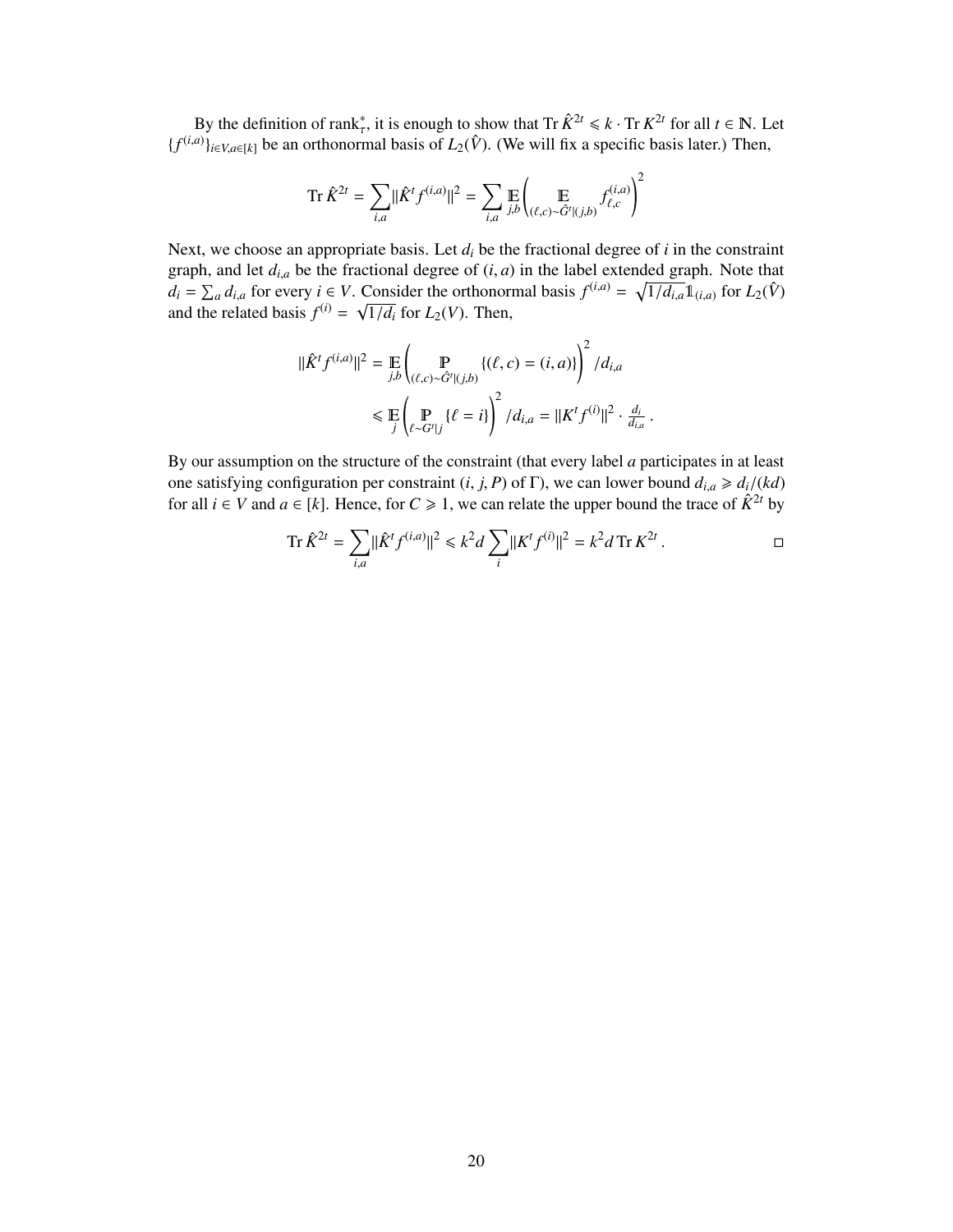By the definition of $\text{rank}^*_\tau$, it is enough to show that $\operatorname{Tr} \hat{K}^{2t} \leqslant k \cdot \operatorname{Tr} K^{2t}$ for all $t \in \mathbb{N}$. Let $\{f^{(i,a)}\}_{i \in V, a \in [k]}$ be an orthonormal basis of $L_2(\hat{V})$. (We will fix a specific basis later.) Then,

$$\operatorname{Tr} \hat{K}^{2t} = \sum_{i,a} \|\hat{K}^t f^{(i,a)}\|^2 = \sum_{i,a} \mathop{\mathbb{E}}_{j,b} \left( \mathop{\mathbb{E}}_{(\ell,c) \sim \hat{G}^t | (j,b)} f^{(i,a)}_{\ell,c} \right)^2$$

Next, we choose an appropriate basis. Let $d_i$ be the fractional degree of $i$ in the constraint graph, and let $d_{i,a}$ be the fractional degree of $(i,a)$ in the label extended graph. Note that $d_i = \sum_a d_{i,a}$ for every $i \in V$. Consider the orthonormal basis $f^{(i,a)} = \sqrt{1/d_{i,a}} \mathbb{1}_{(i,a)}$ for $L_2(\hat{V})$ and the related basis $f^{(i)} = \sqrt{1/d_i}$ for $L_2(V)$. Then,

$$\begin{aligned}
\|\hat{K}^t f^{(i,a)}\|^2 &= \mathop{\mathbb{E}}_{j,b} \left( \mathop{\mathbb{P}}_{(\ell,c) \sim \hat{G}^t | (j,b)} \{(\ell,c) = (i,a)\} \right)^2 / d_{i,a} \\
&\leqslant \mathop{\mathbb{E}}_{j} \left( \mathop{\mathbb{P}}_{\ell \sim G^t | j} \{\ell = i\} \right)^2 / d_{i,a} = \|K^t f^{(i)}\|^2 \cdot \tfrac{d_i}{d_{i,a}} \,.
\end{aligned}$$

By our assumption on the structure of the constraint (that every label $a$ participates in at least one satisfying configuration per constraint $(i,j,P)$ of $\Gamma$), we can lower bound $d_{i,a} \geqslant d_i/(kd)$ for all $i \in V$ and $a \in [k]$. Hence, for $C \geqslant 1$, we can relate the upper bound the trace of $\hat{K}^{2t}$ by

$$\operatorname{Tr} \hat{K}^{2t} = \sum_{i,a} \|\hat{K}^t f^{(i,a)}\|^2 \leqslant k^2 d \sum_i \|K^t f^{(i)}\|^2 = k^2 d \operatorname{Tr} K^{2t} \,. \qquad \square$$